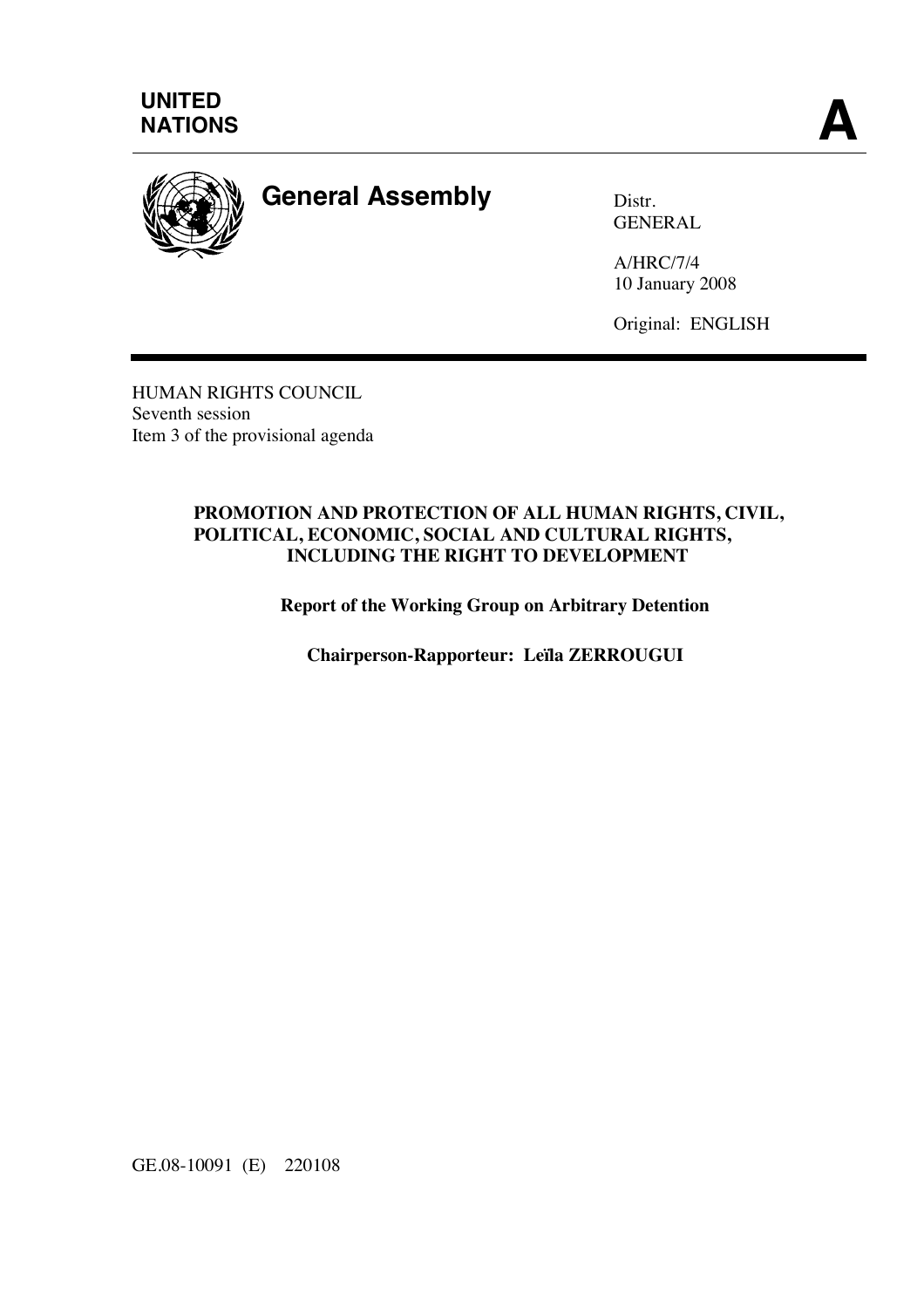**UNITED NATIONS**

**A**

# General Assembly

Distr.
GENERAL

A/HRC/7/4
10 January 2008

Original: ENGLISH

HUMAN RIGHTS COUNCIL
Seventh session
Item 3 of the provisional agenda

**PROMOTION AND PROTECTION OF ALL HUMAN RIGHTS, CIVIL, POLITICAL, ECONOMIC, SOCIAL AND CULTURAL RIGHTS, INCLUDING THE RIGHT TO DEVELOPMENT**

**Report of the Working Group on Arbitrary Detention**

**Chairperson-Rapporteur: Leïla ZERROUGUI**

GE.08-10091 (E) 220108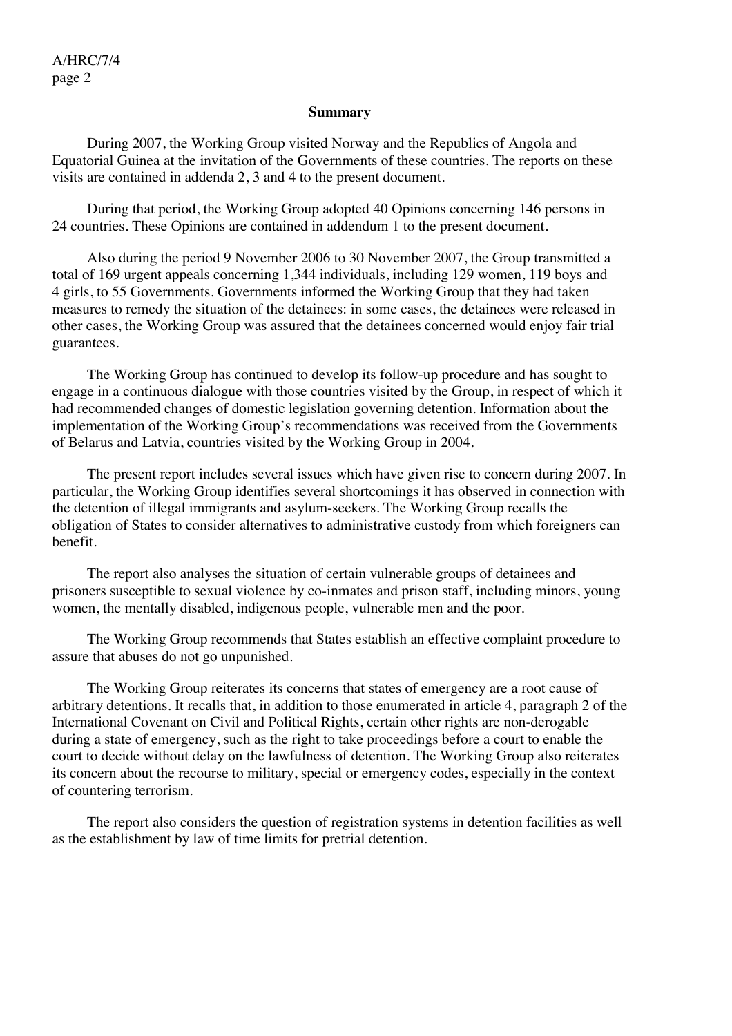**Summary**

During 2007, the Working Group visited Norway and the Republics of Angola and Equatorial Guinea at the invitation of the Governments of these countries. The reports on these visits are contained in addenda 2, 3 and 4 to the present document.

During that period, the Working Group adopted 40 Opinions concerning 146 persons in 24 countries. These Opinions are contained in addendum 1 to the present document.

Also during the period 9 November 2006 to 30 November 2007, the Group transmitted a total of 169 urgent appeals concerning 1,344 individuals, including 129 women, 119 boys and 4 girls, to 55 Governments. Governments informed the Working Group that they had taken measures to remedy the situation of the detainees: in some cases, the detainees were released in other cases, the Working Group was assured that the detainees concerned would enjoy fair trial guarantees.

The Working Group has continued to develop its follow-up procedure and has sought to engage in a continuous dialogue with those countries visited by the Group, in respect of which it had recommended changes of domestic legislation governing detention. Information about the implementation of the Working Group's recommendations was received from the Governments of Belarus and Latvia, countries visited by the Working Group in 2004.

The present report includes several issues which have given rise to concern during 2007. In particular, the Working Group identifies several shortcomings it has observed in connection with the detention of illegal immigrants and asylum-seekers. The Working Group recalls the obligation of States to consider alternatives to administrative custody from which foreigners can benefit.

The report also analyses the situation of certain vulnerable groups of detainees and prisoners susceptible to sexual violence by co-inmates and prison staff, including minors, young women, the mentally disabled, indigenous people, vulnerable men and the poor.

The Working Group recommends that States establish an effective complaint procedure to assure that abuses do not go unpunished.

The Working Group reiterates its concerns that states of emergency are a root cause of arbitrary detentions. It recalls that, in addition to those enumerated in article 4, paragraph 2 of the International Covenant on Civil and Political Rights, certain other rights are non-derogable during a state of emergency, such as the right to take proceedings before a court to enable the court to decide without delay on the lawfulness of detention. The Working Group also reiterates its concern about the recourse to military, special or emergency codes, especially in the context of countering terrorism.

The report also considers the question of registration systems in detention facilities as well as the establishment by law of time limits for pretrial detention.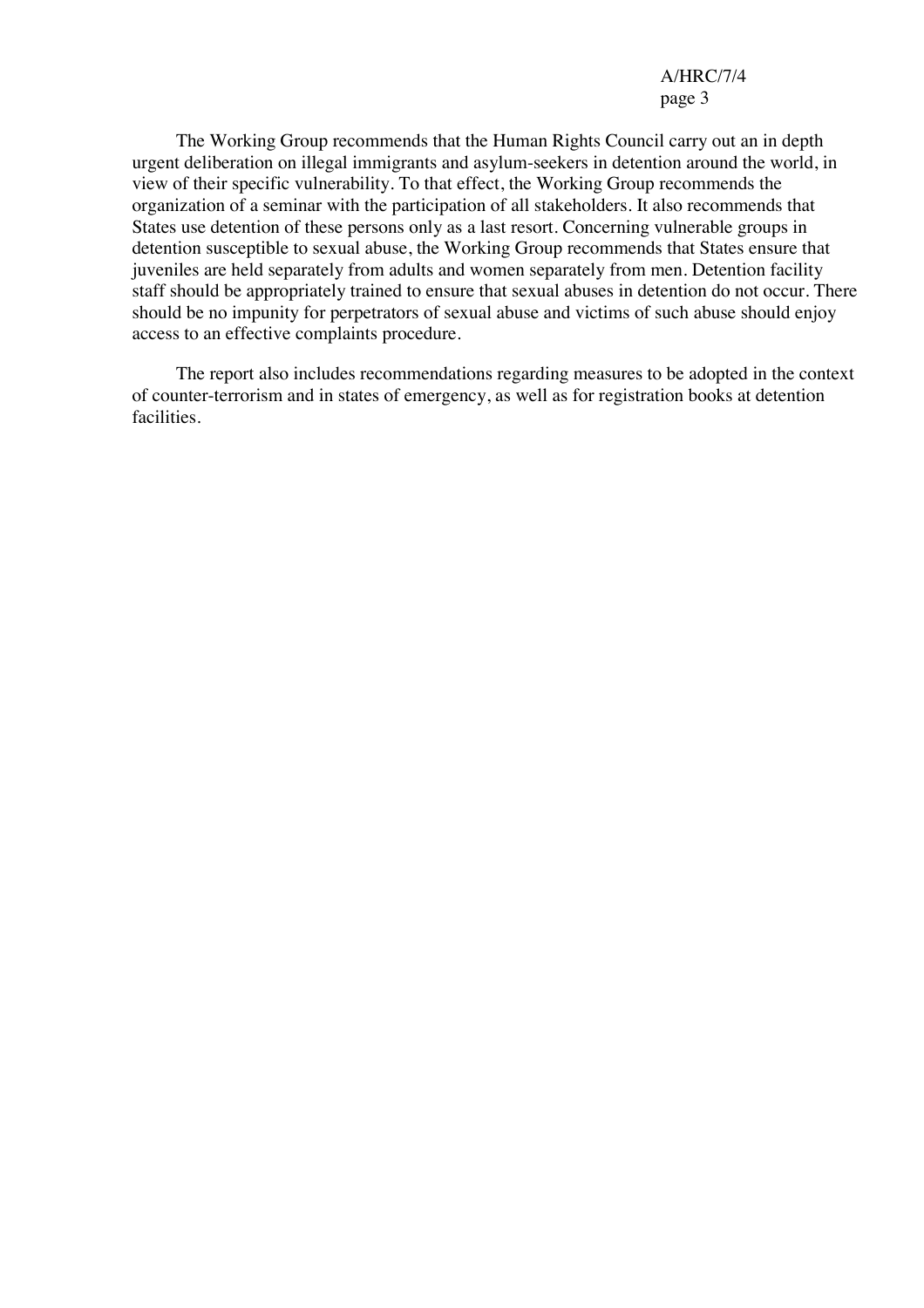The Working Group recommends that the Human Rights Council carry out an in depth urgent deliberation on illegal immigrants and asylum-seekers in detention around the world, in view of their specific vulnerability. To that effect, the Working Group recommends the organization of a seminar with the participation of all stakeholders. It also recommends that States use detention of these persons only as a last resort. Concerning vulnerable groups in detention susceptible to sexual abuse, the Working Group recommends that States ensure that juveniles are held separately from adults and women separately from men. Detention facility staff should be appropriately trained to ensure that sexual abuses in detention do not occur. There should be no impunity for perpetrators of sexual abuse and victims of such abuse should enjoy access to an effective complaints procedure.

The report also includes recommendations regarding measures to be adopted in the context of counter-terrorism and in states of emergency, as well as for registration books at detention facilities.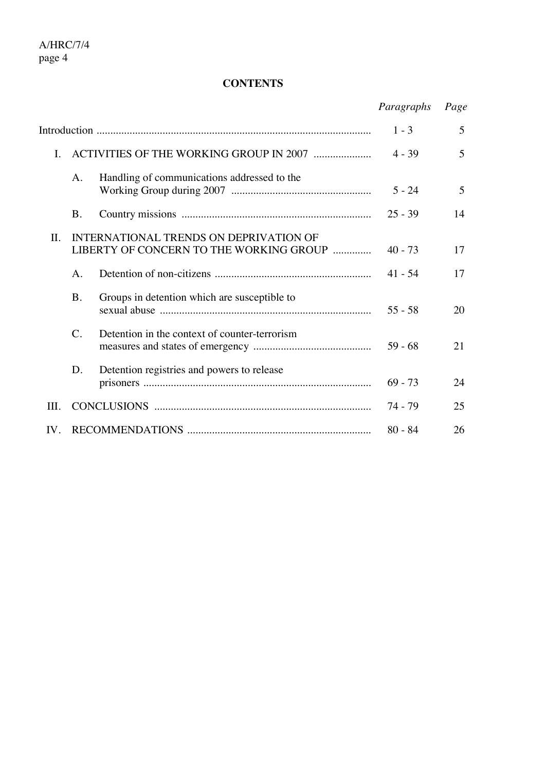## CONTENTS

| | | *Paragraphs* | *Page* |
|---|---|---|---|
| Introduction | | 1 - 3 | 5 |
| I. | ACTIVITIES OF THE WORKING GROUP IN 2007 | 4 - 39 | 5 |
| | A. Handling of communications addressed to the Working Group during 2007 | 5 - 24 | 5 |
| | B. Country missions | 25 - 39 | 14 |
| II. | INTERNATIONAL TRENDS ON DEPRIVATION OF LIBERTY OF CONCERN TO THE WORKING GROUP | 40 - 73 | 17 |
| | A. Detention of non-citizens | 41 - 54 | 17 |
| | B. Groups in detention which are susceptible to sexual abuse | 55 - 58 | 20 |
| | C. Detention in the context of counter-terrorism measures and states of emergency | 59 - 68 | 21 |
| | D. Detention registries and powers to release prisoners | 69 - 73 | 24 |
| III. | CONCLUSIONS | 74 - 79 | 25 |
| IV. | RECOMMENDATIONS | 80 - 84 | 26 |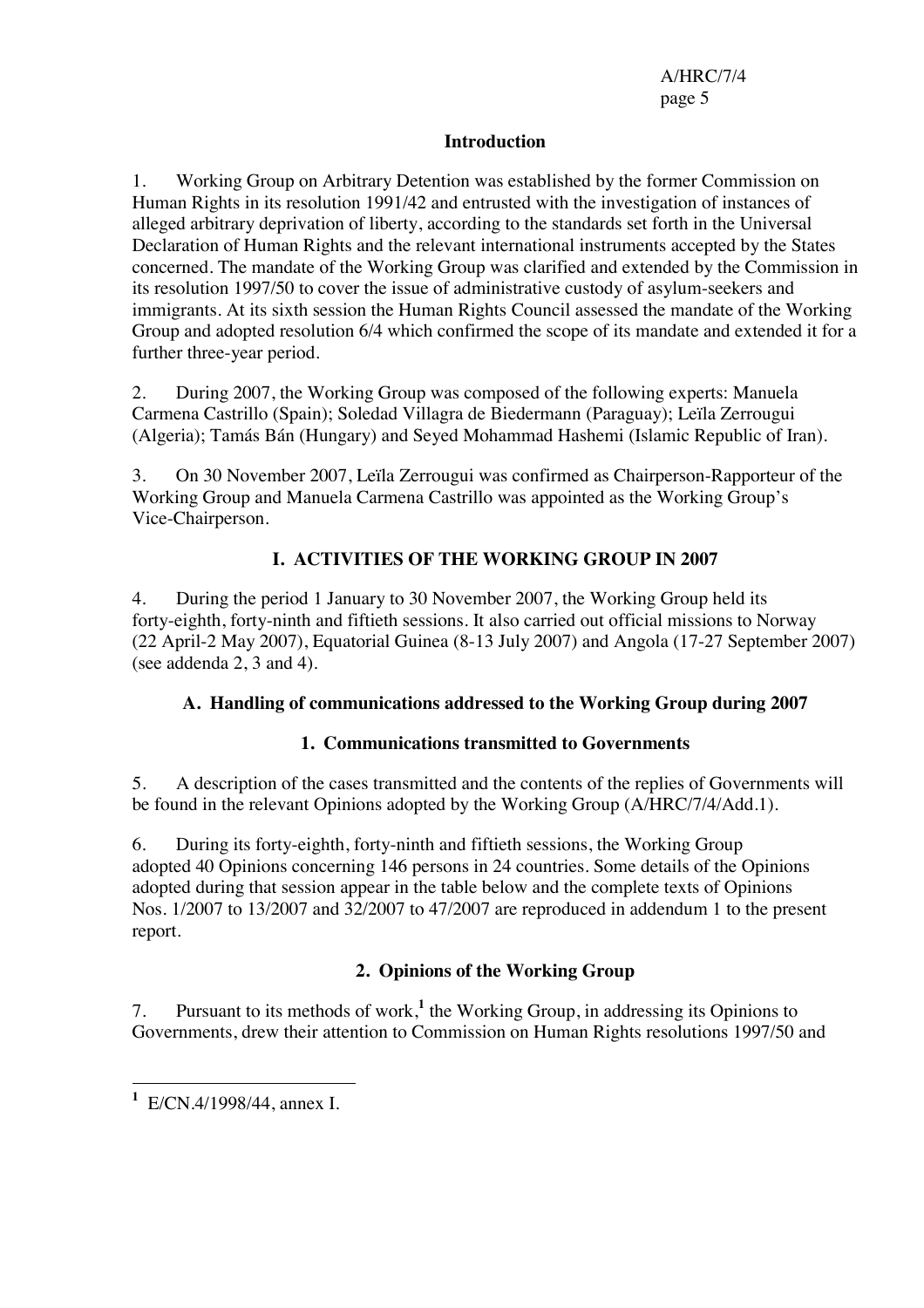## Introduction

1. Working Group on Arbitrary Detention was established by the former Commission on Human Rights in its resolution 1991/42 and entrusted with the investigation of instances of alleged arbitrary deprivation of liberty, according to the standards set forth in the Universal Declaration of Human Rights and the relevant international instruments accepted by the States concerned. The mandate of the Working Group was clarified and extended by the Commission in its resolution 1997/50 to cover the issue of administrative custody of asylum-seekers and immigrants. At its sixth session the Human Rights Council assessed the mandate of the Working Group and adopted resolution 6/4 which confirmed the scope of its mandate and extended it for a further three-year period.

2. During 2007, the Working Group was composed of the following experts: Manuela Carmena Castrillo (Spain); Soledad Villagra de Biedermann (Paraguay); Leïla Zerrougui (Algeria); Tamás Bán (Hungary) and Seyed Mohammad Hashemi (Islamic Republic of Iran).

3. On 30 November 2007, Leïla Zerrougui was confirmed as Chairperson-Rapporteur of the Working Group and Manuela Carmena Castrillo was appointed as the Working Group's Vice-Chairperson.

## I. ACTIVITIES OF THE WORKING GROUP IN 2007

4. During the period 1 January to 30 November 2007, the Working Group held its forty-eighth, forty-ninth and fiftieth sessions. It also carried out official missions to Norway (22 April-2 May 2007), Equatorial Guinea (8-13 July 2007) and Angola (17-27 September 2007) (see addenda 2, 3 and 4).

### A. Handling of communications addressed to the Working Group during 2007

#### 1. Communications transmitted to Governments

5. A description of the cases transmitted and the contents of the replies of Governments will be found in the relevant Opinions adopted by the Working Group (A/HRC/7/4/Add.1).

6. During its forty-eighth, forty-ninth and fiftieth sessions, the Working Group adopted 40 Opinions concerning 146 persons in 24 countries. Some details of the Opinions adopted during that session appear in the table below and the complete texts of Opinions Nos. 1/2007 to 13/2007 and 32/2007 to 47/2007 are reproduced in addendum 1 to the present report.

#### 2. Opinions of the Working Group

7. Pursuant to its methods of work,[1] the Working Group, in addressing its Opinions to Governments, drew their attention to Commission on Human Rights resolutions 1997/50 and

---

[1] E/CN.4/1998/44, annex I.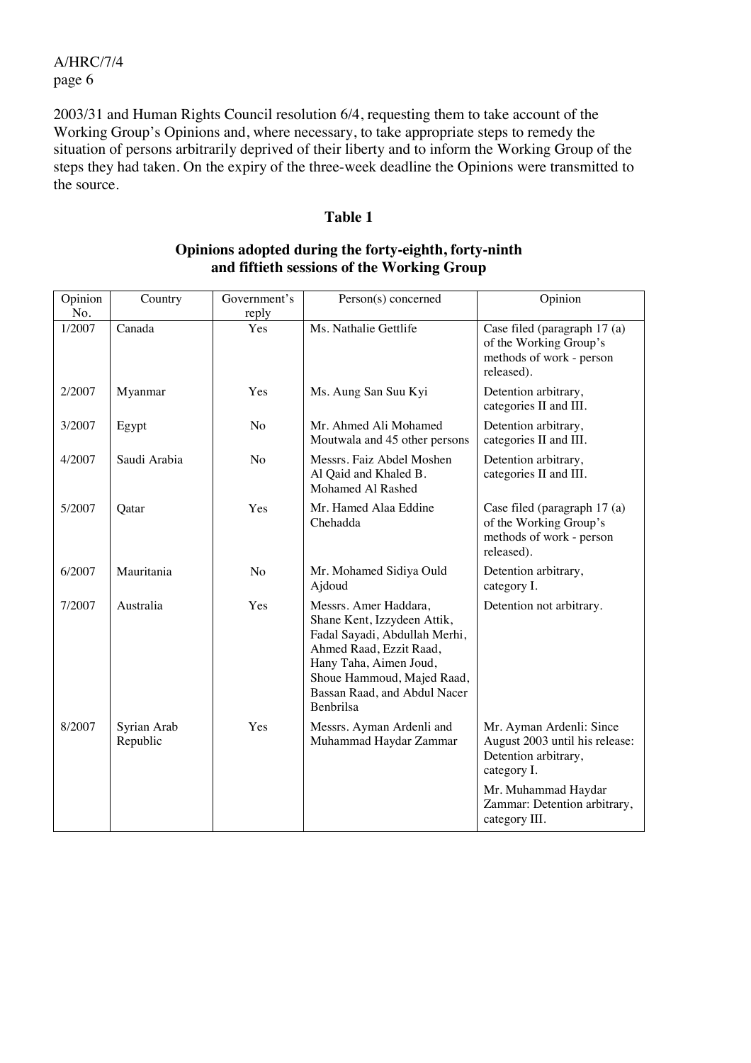2003/31 and Human Rights Council resolution 6/4, requesting them to take account of the Working Group's Opinions and, where necessary, to take appropriate steps to remedy the situation of persons arbitrarily deprived of their liberty and to inform the Working Group of the steps they had taken. On the expiry of the three-week deadline the Opinions were transmitted to the source.

**Table 1**

**Opinions adopted during the forty-eighth, forty-ninth and fiftieth sessions of the Working Group**

| Opinion No. | Country | Government's reply | Person(s) concerned | Opinion |
|---|---|---|---|---|
| 1/2007 | Canada | Yes | Ms. Nathalie Gettlife | Case filed (paragraph 17 (a) of the Working Group's methods of work - person released). |
| 2/2007 | Myanmar | Yes | Ms. Aung San Suu Kyi | Detention arbitrary, categories II and III. |
| 3/2007 | Egypt | No | Mr. Ahmed Ali Mohamed Moutwala and 45 other persons | Detention arbitrary, categories II and III. |
| 4/2007 | Saudi Arabia | No | Messrs. Faiz Abdel Moshen Al Qaid and Khaled B. Mohamed Al Rashed | Detention arbitrary, categories II and III. |
| 5/2007 | Qatar | Yes | Mr. Hamed Alaa Eddine Chehadda | Case filed (paragraph 17 (a) of the Working Group's methods of work - person released). |
| 6/2007 | Mauritania | No | Mr. Mohamed Sidiya Ould Ajdoud | Detention arbitrary, category I. |
| 7/2007 | Australia | Yes | Messrs. Amer Haddara, Shane Kent, Izzydeen Attik, Fadal Sayadi, Abdullah Merhi, Ahmed Raad, Ezzit Raad, Hany Taha, Aimen Joud, Shoue Hammoud, Majed Raad, Bassan Raad, and Abdul Nacer Benbrilsa | Detention not arbitrary. |
| 8/2007 | Syrian Arab Republic | Yes | Messrs. Ayman Ardenli and Muhammad Haydar Zammar | Mr. Ayman Ardenli: Since August 2003 until his release: Detention arbitrary, category I.<br>Mr. Muhammad Haydar Zammar: Detention arbitrary, category III. |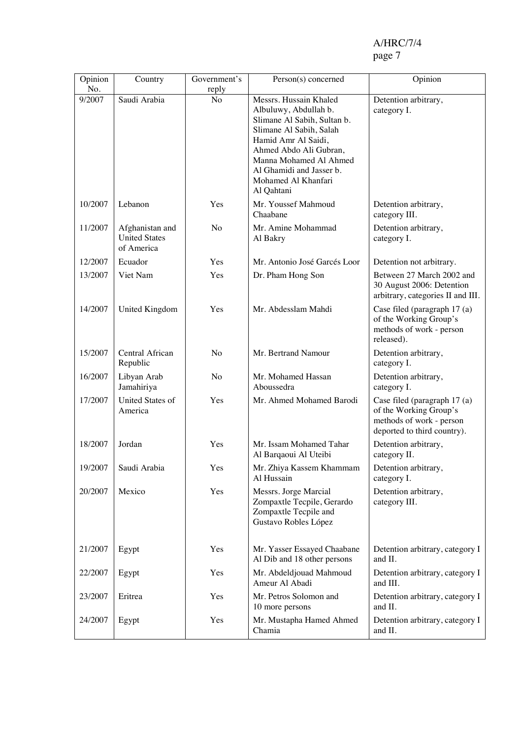| Opinion No. | Country | Government's reply | Person(s) concerned | Opinion |
|---|---|---|---|---|
| 9/2007 | Saudi Arabia | No | Messrs. Hussain Khaled Albuluwy, Abdullah b. Slimane Al Sabih, Sultan b. Slimane Al Sabih, Salah Hamid Amr Al Saidi, Ahmed Abdo Ali Gubran, Manna Mohamed Al Ahmed Al Ghamidi and Jasser b. Mohamed Al Khanfari Al Qahtani | Detention arbitrary, category I. |
| 10/2007 | Lebanon | Yes | Mr. Youssef Mahmoud Chaabane | Detention arbitrary, category III. |
| 11/2007 | Afghanistan and United States of America | No | Mr. Amine Mohammad Al Bakry | Detention arbitrary, category I. |
| 12/2007 | Ecuador | Yes | Mr. Antonio José Garcés Loor | Detention not arbitrary. |
| 13/2007 | Viet Nam | Yes | Dr. Pham Hong Son | Between 27 March 2002 and 30 August 2006: Detention arbitrary, categories II and III. |
| 14/2007 | United Kingdom | Yes | Mr. Abdesslam Mahdi | Case filed (paragraph 17 (a) of the Working Group's methods of work - person released). |
| 15/2007 | Central African Republic | No | Mr. Bertrand Namour | Detention arbitrary, category I. |
| 16/2007 | Libyan Arab Jamahiriya | No | Mr. Mohamed Hassan Aboussedra | Detention arbitrary, category I. |
| 17/2007 | United States of America | Yes | Mr. Ahmed Mohamed Barodi | Case filed (paragraph 17 (a) of the Working Group's methods of work - person deported to third country). |
| 18/2007 | Jordan | Yes | Mr. Issam Mohamed Tahar Al Barqaoui Al Uteibi | Detention arbitrary, category II. |
| 19/2007 | Saudi Arabia | Yes | Mr. Zhiya Kassem Khammam Al Hussain | Detention arbitrary, category I. |
| 20/2007 | Mexico | Yes | Messrs. Jorge Marcial Zompaxtle Tecpile, Gerardo Zompaxtle Tecpile and Gustavo Robles López | Detention arbitrary, category III. |
| 21/2007 | Egypt | Yes | Mr. Yasser Essayed Chaabane Al Dib and 18 other persons | Detention arbitrary, category I and II. |
| 22/2007 | Egypt | Yes | Mr. Abdeldjouad Mahmoud Ameur Al Abadi | Detention arbitrary, category I and III. |
| 23/2007 | Eritrea | Yes | Mr. Petros Solomon and 10 more persons | Detention arbitrary, category I and II. |
| 24/2007 | Egypt | Yes | Mr. Mustapha Hamed Ahmed Chamia | Detention arbitrary, category I and II. |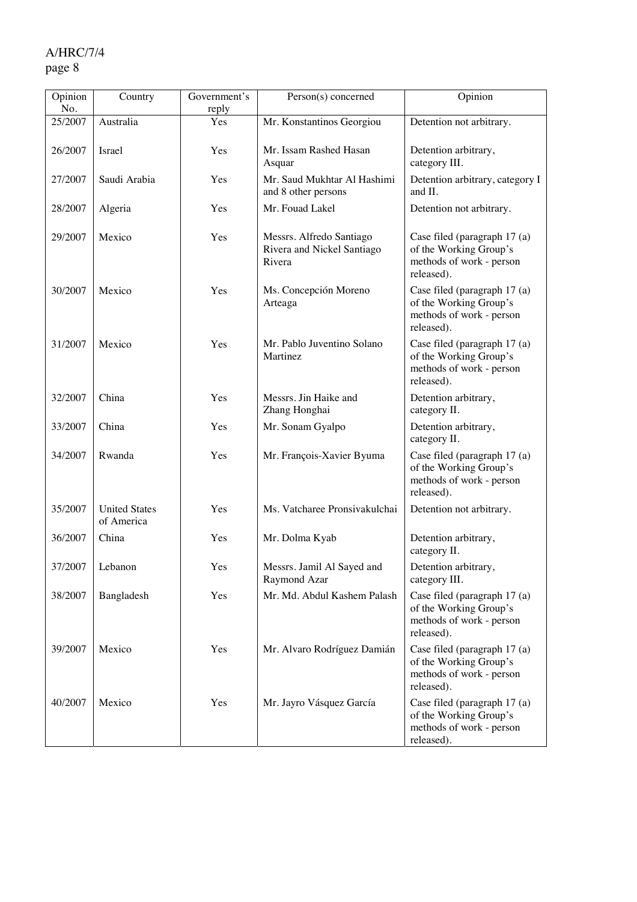| Opinion No. | Country | Government's reply | Person(s) concerned | Opinion |
|---|---|---|---|---|
| 25/2007 | Australia | Yes | Mr. Konstantinos Georgiou | Detention not arbitrary. |
| 26/2007 | Israel | Yes | Mr. Issam Rashed Hasan Asquar | Detention arbitrary, category III. |
| 27/2007 | Saudi Arabia | Yes | Mr. Saud Mukhtar Al Hashimi and 8 other persons | Detention arbitrary, category I and II. |
| 28/2007 | Algeria | Yes | Mr. Fouad Lakel | Detention not arbitrary. |
| 29/2007 | Mexico | Yes | Messrs. Alfredo Santiago Rivera and Nickel Santiago Rivera | Case filed (paragraph 17 (a) of the Working Group's methods of work - person released). |
| 30/2007 | Mexico | Yes | Ms. Concepción Moreno Arteaga | Case filed (paragraph 17 (a) of the Working Group's methods of work - person released). |
| 31/2007 | Mexico | Yes | Mr. Pablo Juventino Solano Martinez | Case filed (paragraph 17 (a) of the Working Group's methods of work - person released). |
| 32/2007 | China | Yes | Messrs. Jin Haike and Zhang Honghai | Detention arbitrary, category II. |
| 33/2007 | China | Yes | Mr. Sonam Gyalpo | Detention arbitrary, category II. |
| 34/2007 | Rwanda | Yes | Mr. François-Xavier Byuma | Case filed (paragraph 17 (a) of the Working Group's methods of work - person released). |
| 35/2007 | United States of America | Yes | Ms. Vatcharee Pronsivakulchai | Detention not arbitrary. |
| 36/2007 | China | Yes | Mr. Dolma Kyab | Detention arbitrary, category II. |
| 37/2007 | Lebanon | Yes | Messrs. Jamil Al Sayed and Raymond Azar | Detention arbitrary, category III. |
| 38/2007 | Bangladesh | Yes | Mr. Md. Abdul Kashem Palash | Case filed (paragraph 17 (a) of the Working Group's methods of work - person released). |
| 39/2007 | Mexico | Yes | Mr. Alvaro Rodríguez Damián | Case filed (paragraph 17 (a) of the Working Group's methods of work - person released). |
| 40/2007 | Mexico | Yes | Mr. Jayro Vásquez García | Case filed (paragraph 17 (a) of the Working Group's methods of work - person released). |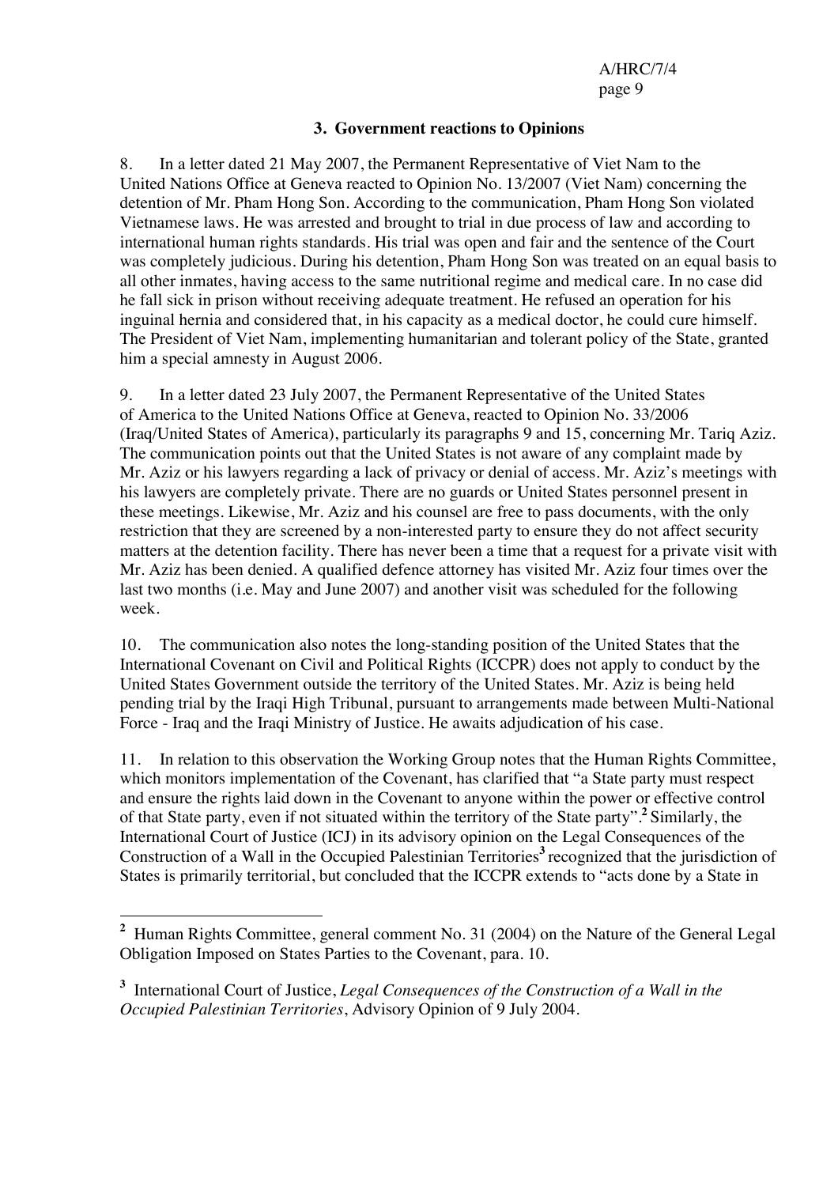### 3. Government reactions to Opinions

8. In a letter dated 21 May 2007, the Permanent Representative of Viet Nam to the United Nations Office at Geneva reacted to Opinion No. 13/2007 (Viet Nam) concerning the detention of Mr. Pham Hong Son. According to the communication, Pham Hong Son violated Vietnamese laws. He was arrested and brought to trial in due process of law and according to international human rights standards. His trial was open and fair and the sentence of the Court was completely judicious. During his detention, Pham Hong Son was treated on an equal basis to all other inmates, having access to the same nutritional regime and medical care. In no case did he fall sick in prison without receiving adequate treatment. He refused an operation for his inguinal hernia and considered that, in his capacity as a medical doctor, he could cure himself. The President of Viet Nam, implementing humanitarian and tolerant policy of the State, granted him a special amnesty in August 2006.

9. In a letter dated 23 July 2007, the Permanent Representative of the United States of America to the United Nations Office at Geneva, reacted to Opinion No. 33/2006 (Iraq/United States of America), particularly its paragraphs 9 and 15, concerning Mr. Tariq Aziz. The communication points out that the United States is not aware of any complaint made by Mr. Aziz or his lawyers regarding a lack of privacy or denial of access. Mr. Aziz's meetings with his lawyers are completely private. There are no guards or United States personnel present in these meetings. Likewise, Mr. Aziz and his counsel are free to pass documents, with the only restriction that they are screened by a non-interested party to ensure they do not affect security matters at the detention facility. There has never been a time that a request for a private visit with Mr. Aziz has been denied. A qualified defence attorney has visited Mr. Aziz four times over the last two months (i.e. May and June 2007) and another visit was scheduled for the following week.

10. The communication also notes the long-standing position of the United States that the International Covenant on Civil and Political Rights (ICCPR) does not apply to conduct by the United States Government outside the territory of the United States. Mr. Aziz is being held pending trial by the Iraqi High Tribunal, pursuant to arrangements made between Multi-National Force - Iraq and the Iraqi Ministry of Justice. He awaits adjudication of his case.

11. In relation to this observation the Working Group notes that the Human Rights Committee, which monitors implementation of the Covenant, has clarified that "a State party must respect and ensure the rights laid down in the Covenant to anyone within the power or effective control of that State party, even if not situated within the territory of the State party".[2] Similarly, the International Court of Justice (ICJ) in its advisory opinion on the Legal Consequences of the Construction of a Wall in the Occupied Palestinian Territories[3] recognized that the jurisdiction of States is primarily territorial, but concluded that the ICCPR extends to "acts done by a State in

---

[2] Human Rights Committee, general comment No. 31 (2004) on the Nature of the General Legal Obligation Imposed on States Parties to the Covenant, para. 10.

[3] International Court of Justice, *Legal Consequences of the Construction of a Wall in the Occupied Palestinian Territories*, Advisory Opinion of 9 July 2004.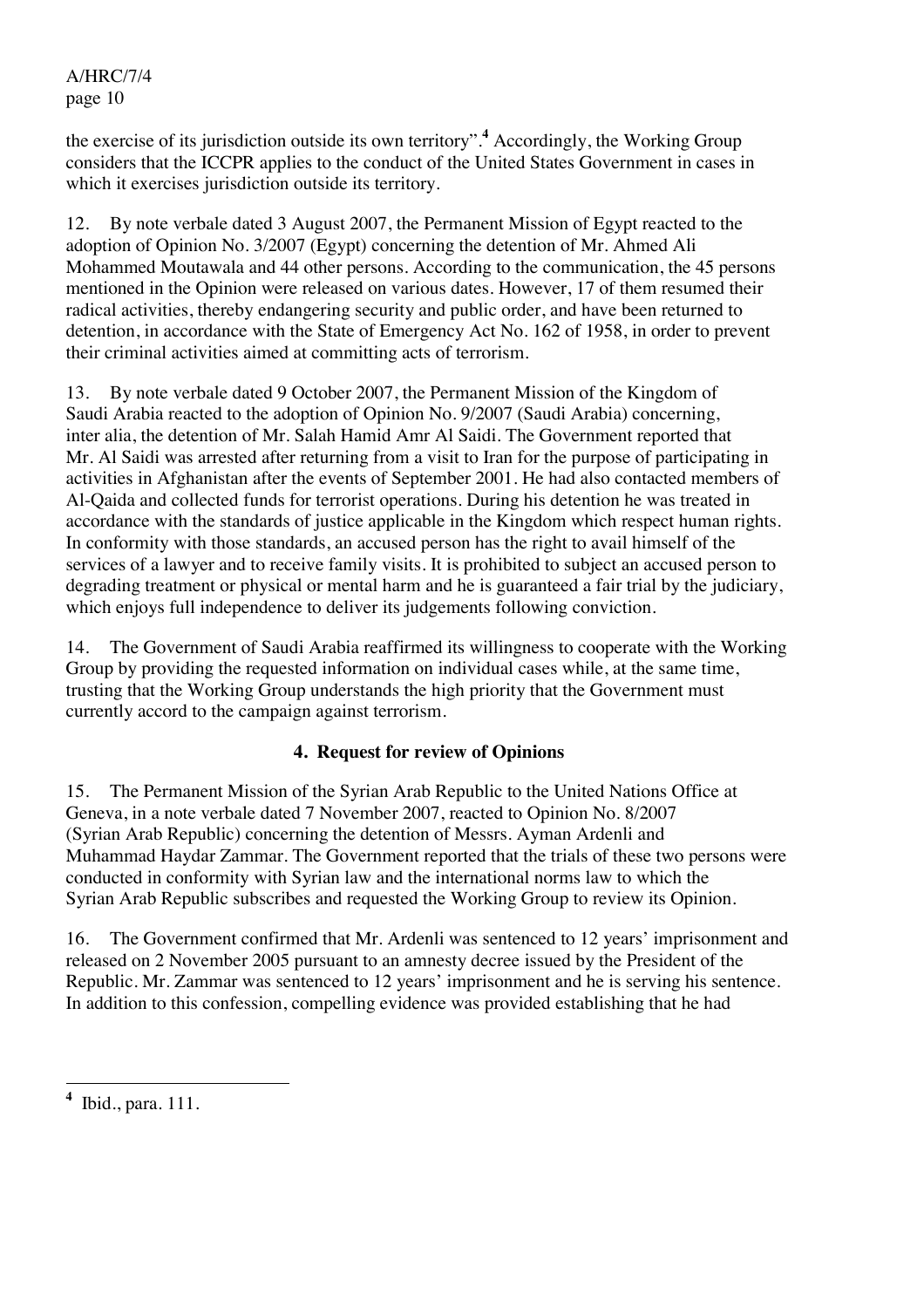the exercise of its jurisdiction outside its own territory".[4] Accordingly, the Working Group considers that the ICCPR applies to the conduct of the United States Government in cases in which it exercises jurisdiction outside its territory.

12. By note verbale dated 3 August 2007, the Permanent Mission of Egypt reacted to the adoption of Opinion No. 3/2007 (Egypt) concerning the detention of Mr. Ahmed Ali Mohammed Moutawala and 44 other persons. According to the communication, the 45 persons mentioned in the Opinion were released on various dates. However, 17 of them resumed their radical activities, thereby endangering security and public order, and have been returned to detention, in accordance with the State of Emergency Act No. 162 of 1958, in order to prevent their criminal activities aimed at committing acts of terrorism.

13. By note verbale dated 9 October 2007, the Permanent Mission of the Kingdom of Saudi Arabia reacted to the adoption of Opinion No. 9/2007 (Saudi Arabia) concerning, inter alia, the detention of Mr. Salah Hamid Amr Al Saidi. The Government reported that Mr. Al Saidi was arrested after returning from a visit to Iran for the purpose of participating in activities in Afghanistan after the events of September 2001. He had also contacted members of Al-Qaida and collected funds for terrorist operations. During his detention he was treated in accordance with the standards of justice applicable in the Kingdom which respect human rights. In conformity with those standards, an accused person has the right to avail himself of the services of a lawyer and to receive family visits. It is prohibited to subject an accused person to degrading treatment or physical or mental harm and he is guaranteed a fair trial by the judiciary, which enjoys full independence to deliver its judgements following conviction.

14. The Government of Saudi Arabia reaffirmed its willingness to cooperate with the Working Group by providing the requested information on individual cases while, at the same time, trusting that the Working Group understands the high priority that the Government must currently accord to the campaign against terrorism.

### 4. Request for review of Opinions

15. The Permanent Mission of the Syrian Arab Republic to the United Nations Office at Geneva, in a note verbale dated 7 November 2007, reacted to Opinion No. 8/2007 (Syrian Arab Republic) concerning the detention of Messrs. Ayman Ardenli and Muhammad Haydar Zammar. The Government reported that the trials of these two persons were conducted in conformity with Syrian law and the international norms law to which the Syrian Arab Republic subscribes and requested the Working Group to review its Opinion.

16. The Government confirmed that Mr. Ardenli was sentenced to 12 years' imprisonment and released on 2 November 2005 pursuant to an amnesty decree issued by the President of the Republic. Mr. Zammar was sentenced to 12 years' imprisonment and he is serving his sentence. In addition to this confession, compelling evidence was provided establishing that he had

---

[4] Ibid., para. 111.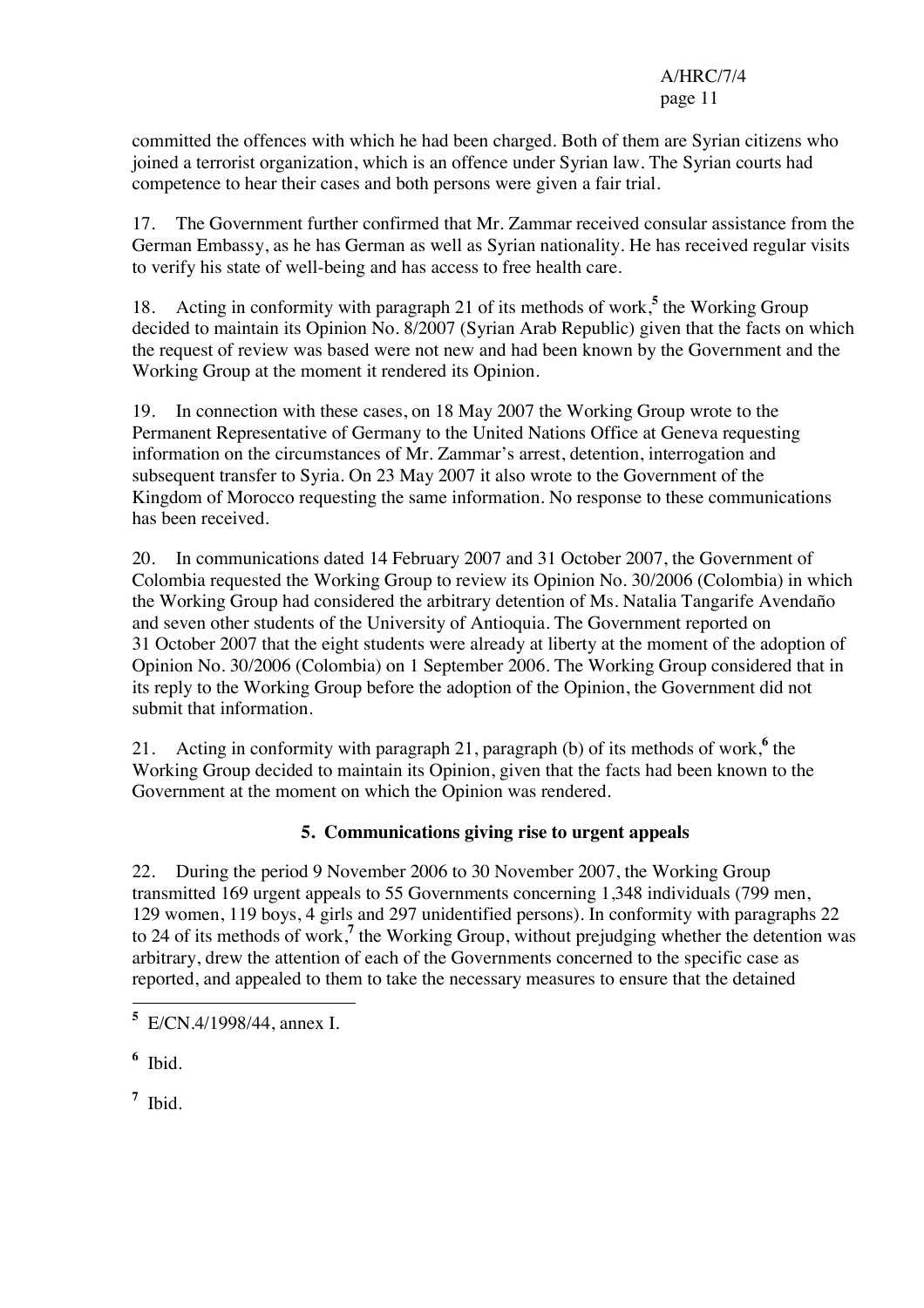committed the offences with which he had been charged. Both of them are Syrian citizens who joined a terrorist organization, which is an offence under Syrian law. The Syrian courts had competence to hear their cases and both persons were given a fair trial.

17. The Government further confirmed that Mr. Zammar received consular assistance from the German Embassy, as he has German as well as Syrian nationality. He has received regular visits to verify his state of well-being and has access to free health care.

18. Acting in conformity with paragraph 21 of its methods of work,[5] the Working Group decided to maintain its Opinion No. 8/2007 (Syrian Arab Republic) given that the facts on which the request of review was based were not new and had been known by the Government and the Working Group at the moment it rendered its Opinion.

19. In connection with these cases, on 18 May 2007 the Working Group wrote to the Permanent Representative of Germany to the United Nations Office at Geneva requesting information on the circumstances of Mr. Zammar's arrest, detention, interrogation and subsequent transfer to Syria. On 23 May 2007 it also wrote to the Government of the Kingdom of Morocco requesting the same information. No response to these communications has been received.

20. In communications dated 14 February 2007 and 31 October 2007, the Government of Colombia requested the Working Group to review its Opinion No. 30/2006 (Colombia) in which the Working Group had considered the arbitrary detention of Ms. Natalia Tangarife Avendaño and seven other students of the University of Antioquia. The Government reported on 31 October 2007 that the eight students were already at liberty at the moment of the adoption of Opinion No. 30/2006 (Colombia) on 1 September 2006. The Working Group considered that in its reply to the Working Group before the adoption of the Opinion, the Government did not submit that information.

21. Acting in conformity with paragraph 21, paragraph (b) of its methods of work,[6] the Working Group decided to maintain its Opinion, given that the facts had been known to the Government at the moment on which the Opinion was rendered.

### 5. Communications giving rise to urgent appeals

22. During the period 9 November 2006 to 30 November 2007, the Working Group transmitted 169 urgent appeals to 55 Governments concerning 1,348 individuals (799 men, 129 women, 119 boys, 4 girls and 297 unidentified persons). In conformity with paragraphs 22 to 24 of its methods of work,[7] the Working Group, without prejudging whether the detention was arbitrary, drew the attention of each of the Governments concerned to the specific case as reported, and appealed to them to take the necessary measures to ensure that the detained

---

[5] E/CN.4/1998/44, annex I.

[6] Ibid.

[7] Ibid.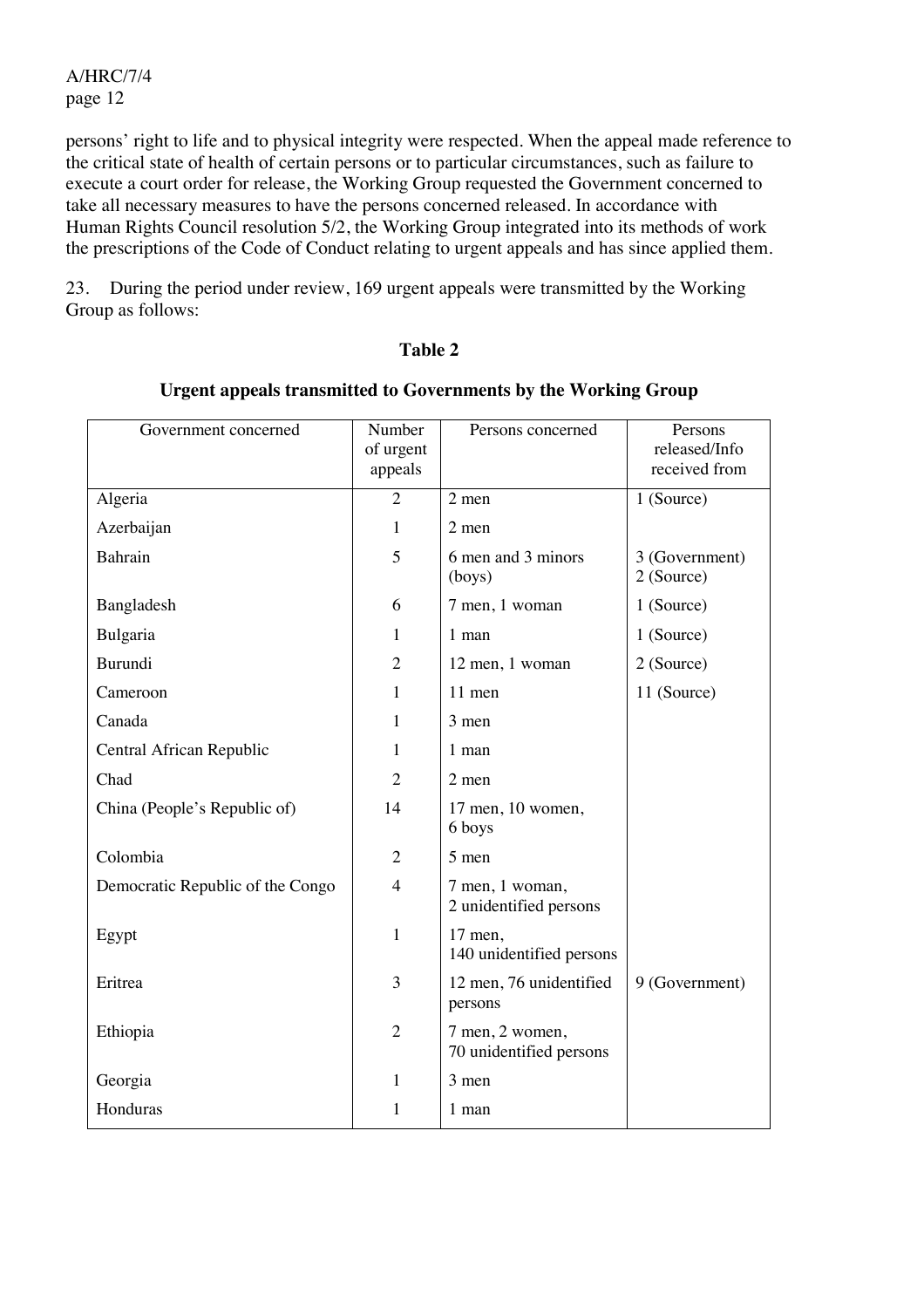persons' right to life and to physical integrity were respected. When the appeal made reference to the critical state of health of certain persons or to particular circumstances, such as failure to execute a court order for release, the Working Group requested the Government concerned to take all necessary measures to have the persons concerned released. In accordance with Human Rights Council resolution 5/2, the Working Group integrated into its methods of work the prescriptions of the Code of Conduct relating to urgent appeals and has since applied them.

23. During the period under review, 169 urgent appeals were transmitted by the Working Group as follows:

**Table 2**

**Urgent appeals transmitted to Governments by the Working Group**

| Government concerned | Number of urgent appeals | Persons concerned | Persons released/Info received from |
|---|---|---|---|
| Algeria | 2 | 2 men | 1 (Source) |
| Azerbaijan | 1 | 2 men | |
| Bahrain | 5 | 6 men and 3 minors (boys) | 3 (Government) 2 (Source) |
| Bangladesh | 6 | 7 men, 1 woman | 1 (Source) |
| Bulgaria | 1 | 1 man | 1 (Source) |
| Burundi | 2 | 12 men, 1 woman | 2 (Source) |
| Cameroon | 1 | 11 men | 11 (Source) |
| Canada | 1 | 3 men | |
| Central African Republic | 1 | 1 man | |
| Chad | 2 | 2 men | |
| China (People's Republic of) | 14 | 17 men, 10 women, 6 boys | |
| Colombia | 2 | 5 men | |
| Democratic Republic of the Congo | 4 | 7 men, 1 woman, 2 unidentified persons | |
| Egypt | 1 | 17 men, 140 unidentified persons | |
| Eritrea | 3 | 12 men, 76 unidentified persons | 9 (Government) |
| Ethiopia | 2 | 7 men, 2 women, 70 unidentified persons | |
| Georgia | 1 | 3 men | |
| Honduras | 1 | 1 man | |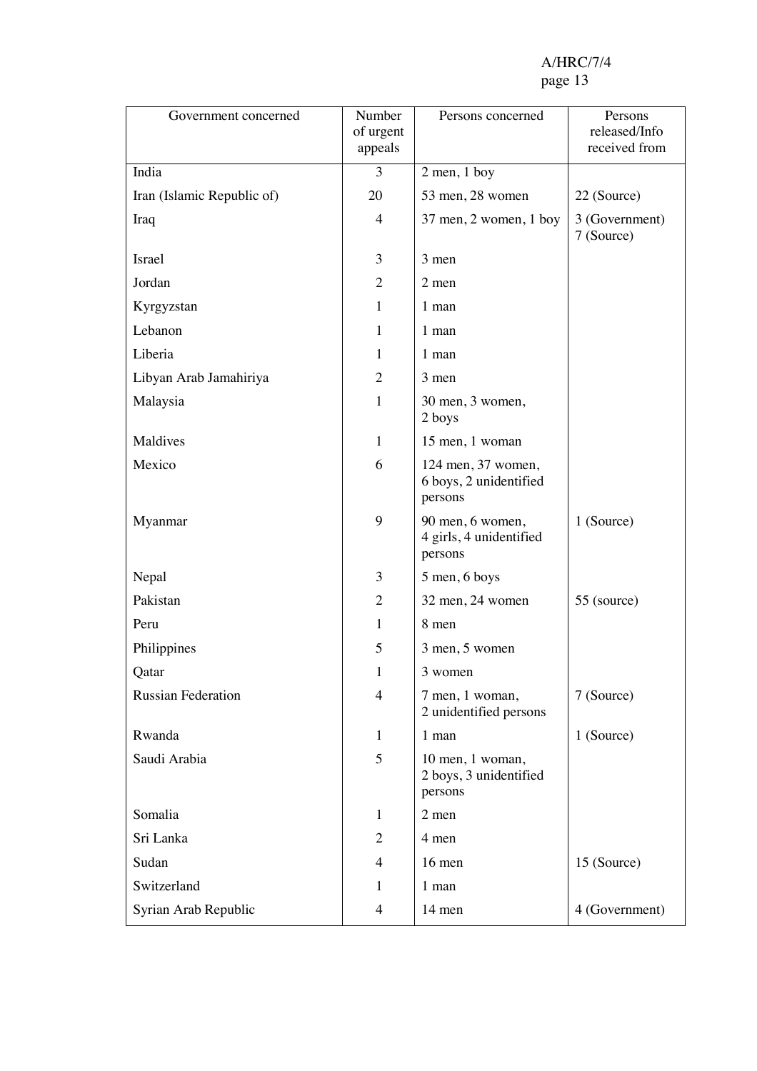| Government concerned | Number of urgent appeals | Persons concerned | Persons released/Info received from |
|---|---|---|---|
| India | 3 | 2 men, 1 boy | |
| Iran (Islamic Republic of) | 20 | 53 men, 28 women | 22 (Source) |
| Iraq | 4 | 37 men, 2 women, 1 boy | 3 (Government) 7 (Source) |
| Israel | 3 | 3 men | |
| Jordan | 2 | 2 men | |
| Kyrgyzstan | 1 | 1 man | |
| Lebanon | 1 | 1 man | |
| Liberia | 1 | 1 man | |
| Libyan Arab Jamahiriya | 2 | 3 men | |
| Malaysia | 1 | 30 men, 3 women, 2 boys | |
| Maldives | 1 | 15 men, 1 woman | |
| Mexico | 6 | 124 men, 37 women, 6 boys, 2 unidentified persons | |
| Myanmar | 9 | 90 men, 6 women, 4 girls, 4 unidentified persons | 1 (Source) |
| Nepal | 3 | 5 men, 6 boys | |
| Pakistan | 2 | 32 men, 24 women | 55 (source) |
| Peru | 1 | 8 men | |
| Philippines | 5 | 3 men, 5 women | |
| Qatar | 1 | 3 women | |
| Russian Federation | 4 | 7 men, 1 woman, 2 unidentified persons | 7 (Source) |
| Rwanda | 1 | 1 man | 1 (Source) |
| Saudi Arabia | 5 | 10 men, 1 woman, 2 boys, 3 unidentified persons | |
| Somalia | 1 | 2 men | |
| Sri Lanka | 2 | 4 men | |
| Sudan | 4 | 16 men | 15 (Source) |
| Switzerland | 1 | 1 man | |
| Syrian Arab Republic | 4 | 14 men | 4 (Government) |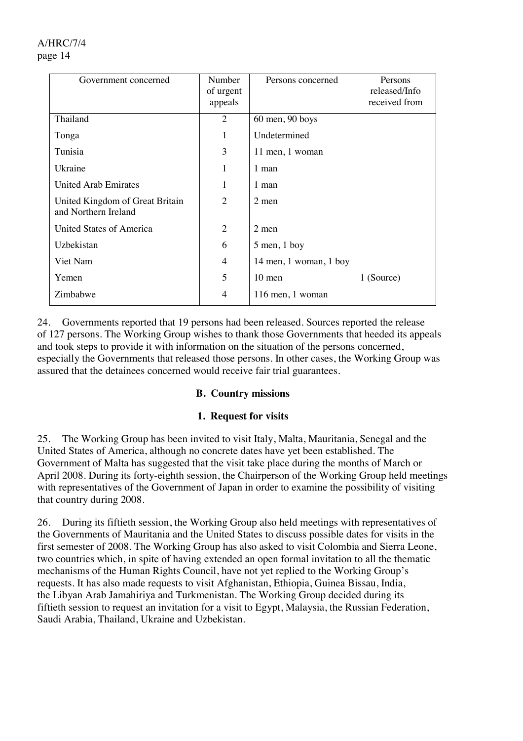| Government concerned | Number of urgent appeals | Persons concerned | Persons released/Info received from |
|---|---|---|---|
| Thailand | 2 | 60 men, 90 boys | |
| Tonga | 1 | Undetermined | |
| Tunisia | 3 | 11 men, 1 woman | |
| Ukraine | 1 | 1 man | |
| United Arab Emirates | 1 | 1 man | |
| United Kingdom of Great Britain and Northern Ireland | 2 | 2 men | |
| United States of America | 2 | 2 men | |
| Uzbekistan | 6 | 5 men, 1 boy | |
| Viet Nam | 4 | 14 men, 1 woman, 1 boy | |
| Yemen | 5 | 10 men | 1 (Source) |
| Zimbabwe | 4 | 116 men, 1 woman | |

24. Governments reported that 19 persons had been released. Sources reported the release of 127 persons. The Working Group wishes to thank those Governments that heeded its appeals and took steps to provide it with information on the situation of the persons concerned, especially the Governments that released those persons. In other cases, the Working Group was assured that the detainees concerned would receive fair trial guarantees.

## B. Country missions

### 1. Request for visits

25. The Working Group has been invited to visit Italy, Malta, Mauritania, Senegal and the United States of America, although no concrete dates have yet been established. The Government of Malta has suggested that the visit take place during the months of March or April 2008. During its forty-eighth session, the Chairperson of the Working Group held meetings with representatives of the Government of Japan in order to examine the possibility of visiting that country during 2008.

26. During its fiftieth session, the Working Group also held meetings with representatives of the Governments of Mauritania and the United States to discuss possible dates for visits in the first semester of 2008. The Working Group has also asked to visit Colombia and Sierra Leone, two countries which, in spite of having extended an open formal invitation to all the thematic mechanisms of the Human Rights Council, have not yet replied to the Working Group's requests. It has also made requests to visit Afghanistan, Ethiopia, Guinea Bissau, India, the Libyan Arab Jamahiriya and Turkmenistan. The Working Group decided during its fiftieth session to request an invitation for a visit to Egypt, Malaysia, the Russian Federation, Saudi Arabia, Thailand, Ukraine and Uzbekistan.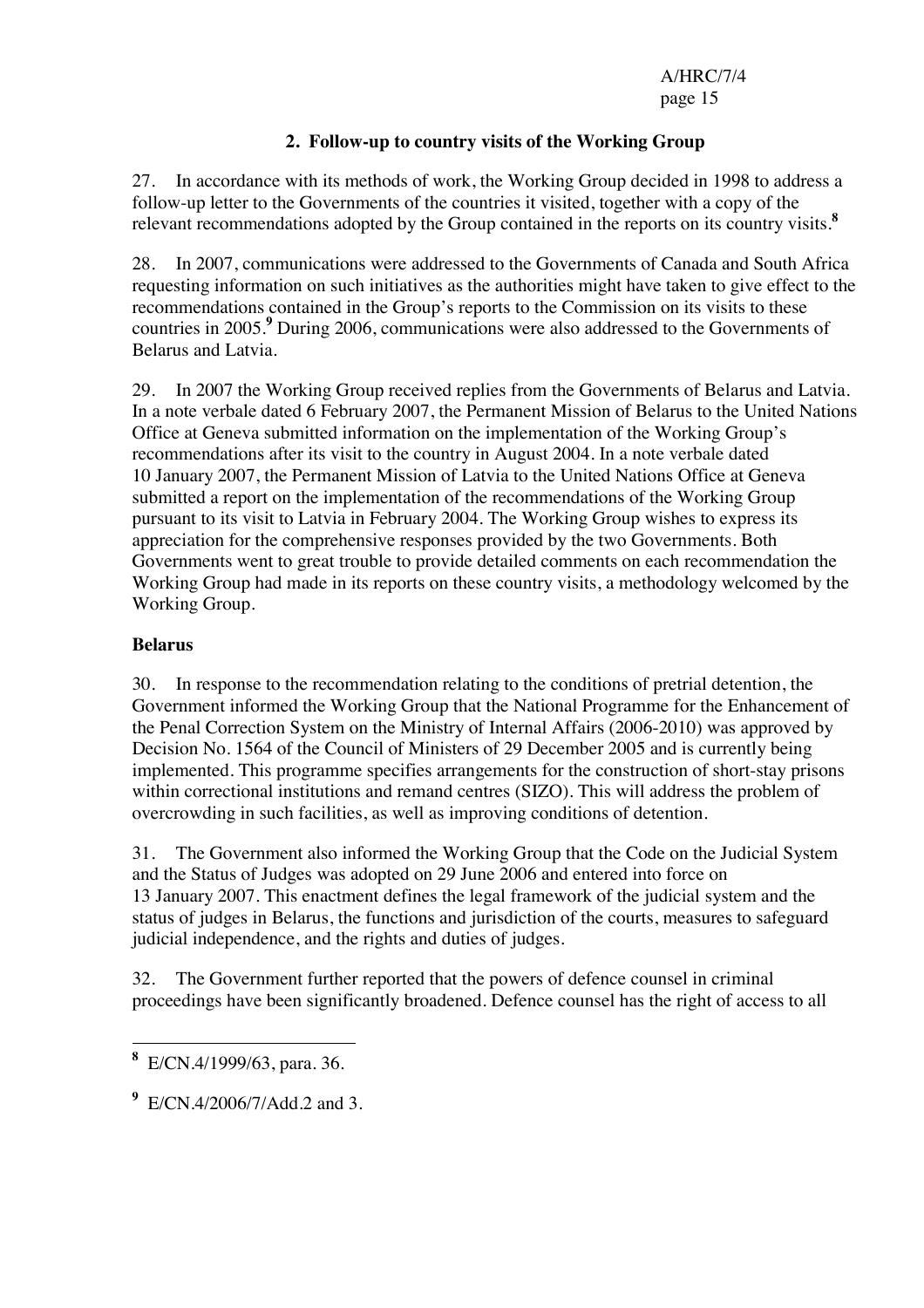## 2. Follow-up to country visits of the Working Group

27. In accordance with its methods of work, the Working Group decided in 1998 to address a follow-up letter to the Governments of the countries it visited, together with a copy of the relevant recommendations adopted by the Group contained in the reports on its country visits.[8]

28. In 2007, communications were addressed to the Governments of Canada and South Africa requesting information on such initiatives as the authorities might have taken to give effect to the recommendations contained in the Group's reports to the Commission on its visits to these countries in 2005.[9] During 2006, communications were also addressed to the Governments of Belarus and Latvia.

29. In 2007 the Working Group received replies from the Governments of Belarus and Latvia. In a note verbale dated 6 February 2007, the Permanent Mission of Belarus to the United Nations Office at Geneva submitted information on the implementation of the Working Group's recommendations after its visit to the country in August 2004. In a note verbale dated 10 January 2007, the Permanent Mission of Latvia to the United Nations Office at Geneva submitted a report on the implementation of the recommendations of the Working Group pursuant to its visit to Latvia in February 2004. The Working Group wishes to express its appreciation for the comprehensive responses provided by the two Governments. Both Governments went to great trouble to provide detailed comments on each recommendation the Working Group had made in its reports on these country visits, a methodology welcomed by the Working Group.

### Belarus

30. In response to the recommendation relating to the conditions of pretrial detention, the Government informed the Working Group that the National Programme for the Enhancement of the Penal Correction System on the Ministry of Internal Affairs (2006-2010) was approved by Decision No. 1564 of the Council of Ministers of 29 December 2005 and is currently being implemented. This programme specifies arrangements for the construction of short-stay prisons within correctional institutions and remand centres (SIZO). This will address the problem of overcrowding in such facilities, as well as improving conditions of detention.

31. The Government also informed the Working Group that the Code on the Judicial System and the Status of Judges was adopted on 29 June 2006 and entered into force on 13 January 2007. This enactment defines the legal framework of the judicial system and the status of judges in Belarus, the functions and jurisdiction of the courts, measures to safeguard judicial independence, and the rights and duties of judges.

32. The Government further reported that the powers of defence counsel in criminal proceedings have been significantly broadened. Defence counsel has the right of access to all

---

[8] E/CN.4/1999/63, para. 36.

[9] E/CN.4/2006/7/Add.2 and 3.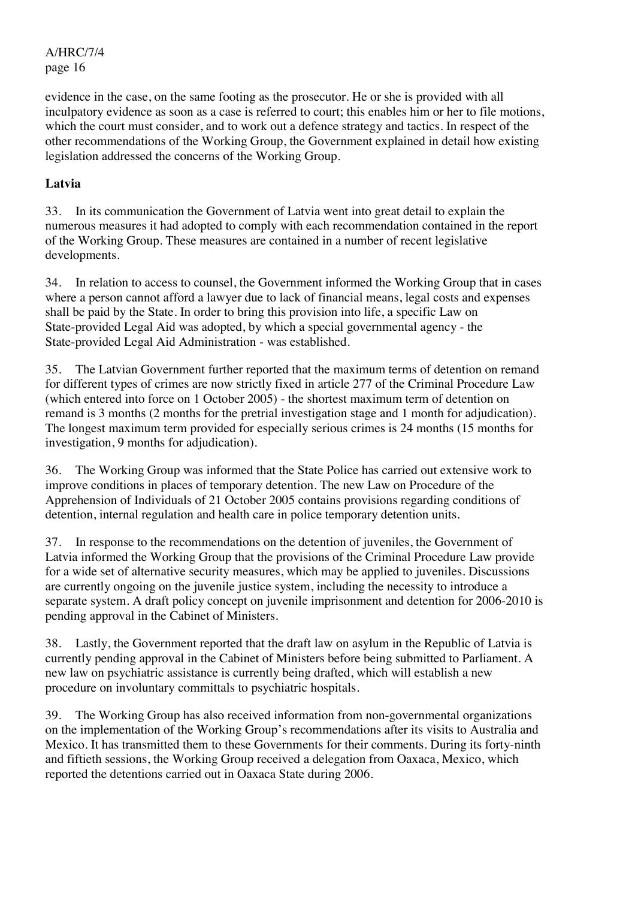evidence in the case, on the same footing as the prosecutor. He or she is provided with all inculpatory evidence as soon as a case is referred to court; this enables him or her to file motions, which the court must consider, and to work out a defence strategy and tactics. In respect of the other recommendations of the Working Group, the Government explained in detail how existing legislation addressed the concerns of the Working Group.

**Latvia**

33. In its communication the Government of Latvia went into great detail to explain the numerous measures it had adopted to comply with each recommendation contained in the report of the Working Group. These measures are contained in a number of recent legislative developments.

34. In relation to access to counsel, the Government informed the Working Group that in cases where a person cannot afford a lawyer due to lack of financial means, legal costs and expenses shall be paid by the State. In order to bring this provision into life, a specific Law on State-provided Legal Aid was adopted, by which a special governmental agency - the State-provided Legal Aid Administration - was established.

35. The Latvian Government further reported that the maximum terms of detention on remand for different types of crimes are now strictly fixed in article 277 of the Criminal Procedure Law (which entered into force on 1 October 2005) - the shortest maximum term of detention on remand is 3 months (2 months for the pretrial investigation stage and 1 month for adjudication). The longest maximum term provided for especially serious crimes is 24 months (15 months for investigation, 9 months for adjudication).

36. The Working Group was informed that the State Police has carried out extensive work to improve conditions in places of temporary detention. The new Law on Procedure of the Apprehension of Individuals of 21 October 2005 contains provisions regarding conditions of detention, internal regulation and health care in police temporary detention units.

37. In response to the recommendations on the detention of juveniles, the Government of Latvia informed the Working Group that the provisions of the Criminal Procedure Law provide for a wide set of alternative security measures, which may be applied to juveniles. Discussions are currently ongoing on the juvenile justice system, including the necessity to introduce a separate system. A draft policy concept on juvenile imprisonment and detention for 2006-2010 is pending approval in the Cabinet of Ministers.

38. Lastly, the Government reported that the draft law on asylum in the Republic of Latvia is currently pending approval in the Cabinet of Ministers before being submitted to Parliament. A new law on psychiatric assistance is currently being drafted, which will establish a new procedure on involuntary committals to psychiatric hospitals.

39. The Working Group has also received information from non-governmental organizations on the implementation of the Working Group's recommendations after its visits to Australia and Mexico. It has transmitted them to these Governments for their comments. During its forty-ninth and fiftieth sessions, the Working Group received a delegation from Oaxaca, Mexico, which reported the detentions carried out in Oaxaca State during 2006.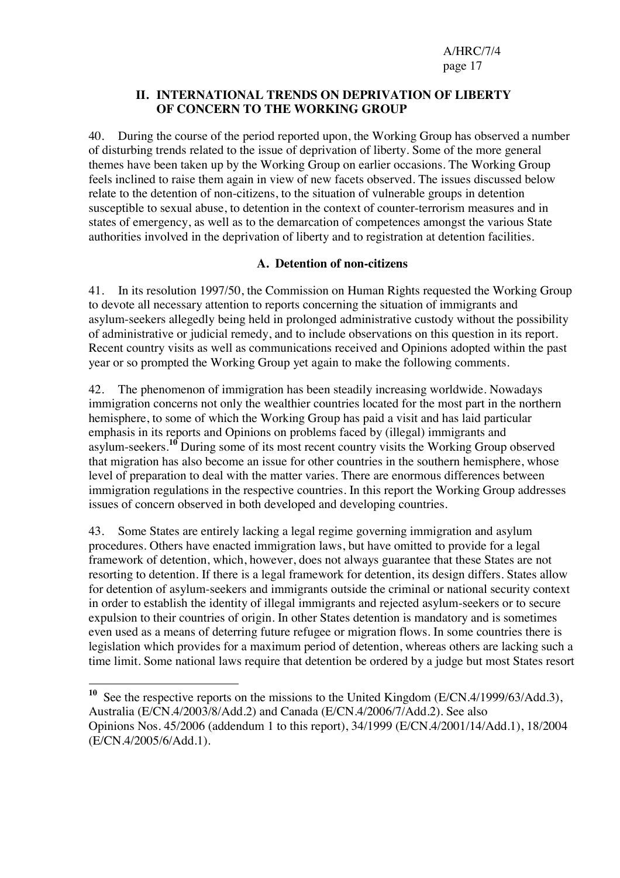## II. INTERNATIONAL TRENDS ON DEPRIVATION OF LIBERTY OF CONCERN TO THE WORKING GROUP

40. During the course of the period reported upon, the Working Group has observed a number of disturbing trends related to the issue of deprivation of liberty. Some of the more general themes have been taken up by the Working Group on earlier occasions. The Working Group feels inclined to raise them again in view of new facets observed. The issues discussed below relate to the detention of non-citizens, to the situation of vulnerable groups in detention susceptible to sexual abuse, to detention in the context of counter-terrorism measures and in states of emergency, as well as to the demarcation of competences amongst the various State authorities involved in the deprivation of liberty and to registration at detention facilities.

### A. Detention of non-citizens

41. In its resolution 1997/50, the Commission on Human Rights requested the Working Group to devote all necessary attention to reports concerning the situation of immigrants and asylum-seekers allegedly being held in prolonged administrative custody without the possibility of administrative or judicial remedy, and to include observations on this question in its report. Recent country visits as well as communications received and Opinions adopted within the past year or so prompted the Working Group yet again to make the following comments.

42. The phenomenon of immigration has been steadily increasing worldwide. Nowadays immigration concerns not only the wealthier countries located for the most part in the northern hemisphere, to some of which the Working Group has paid a visit and has laid particular emphasis in its reports and Opinions on problems faced by (illegal) immigrants and asylum-seekers.[10] During some of its most recent country visits the Working Group observed that migration has also become an issue for other countries in the southern hemisphere, whose level of preparation to deal with the matter varies. There are enormous differences between immigration regulations in the respective countries. In this report the Working Group addresses issues of concern observed in both developed and developing countries.

43. Some States are entirely lacking a legal regime governing immigration and asylum procedures. Others have enacted immigration laws, but have omitted to provide for a legal framework of detention, which, however, does not always guarantee that these States are not resorting to detention. If there is a legal framework for detention, its design differs. States allow for detention of asylum-seekers and immigrants outside the criminal or national security context in order to establish the identity of illegal immigrants and rejected asylum-seekers or to secure expulsion to their countries of origin. In other States detention is mandatory and is sometimes even used as a means of deterring future refugee or migration flows. In some countries there is legislation which provides for a maximum period of detention, whereas others are lacking such a time limit. Some national laws require that detention be ordered by a judge but most States resort

---

[10] See the respective reports on the missions to the United Kingdom (E/CN.4/1999/63/Add.3), Australia (E/CN.4/2003/8/Add.2) and Canada (E/CN.4/2006/7/Add.2). See also Opinions Nos. 45/2006 (addendum 1 to this report), 34/1999 (E/CN.4/2001/14/Add.1), 18/2004 (E/CN.4/2005/6/Add.1).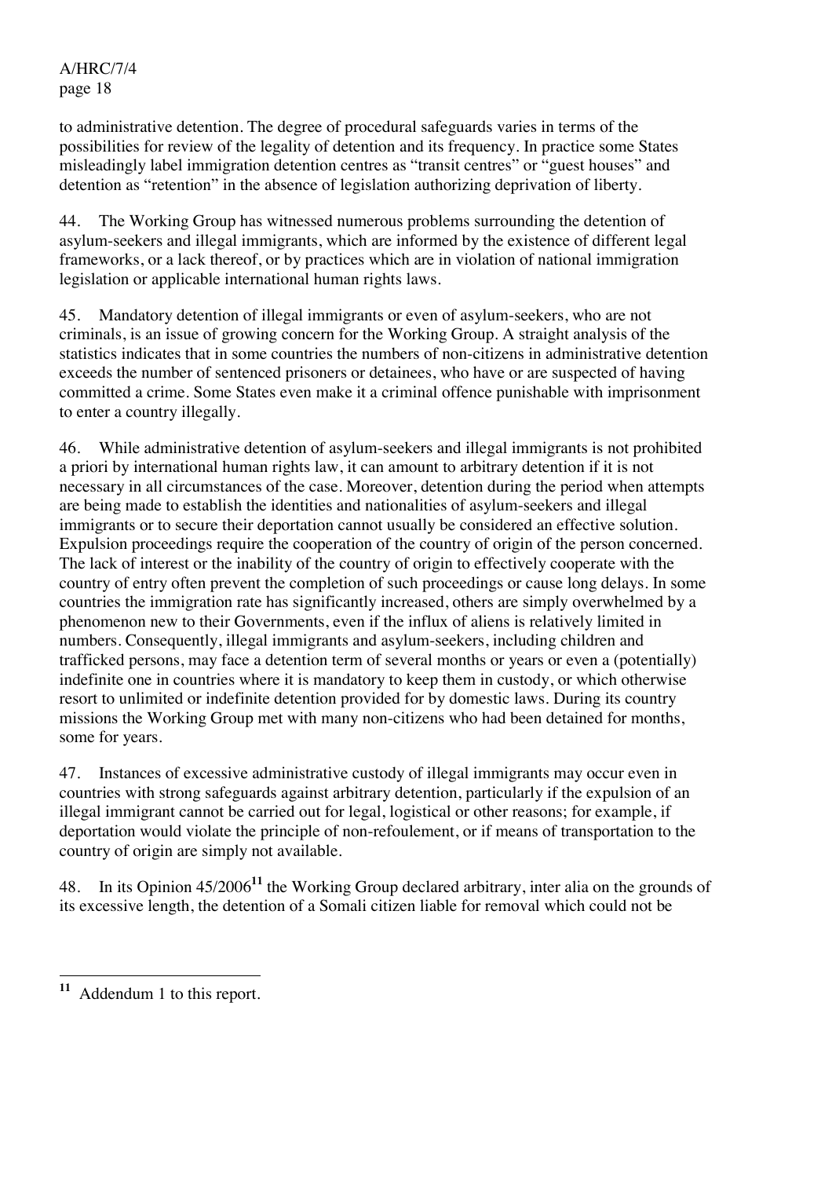to administrative detention. The degree of procedural safeguards varies in terms of the possibilities for review of the legality of detention and its frequency. In practice some States misleadingly label immigration detention centres as "transit centres" or "guest houses" and detention as "retention" in the absence of legislation authorizing deprivation of liberty.

44. The Working Group has witnessed numerous problems surrounding the detention of asylum-seekers and illegal immigrants, which are informed by the existence of different legal frameworks, or a lack thereof, or by practices which are in violation of national immigration legislation or applicable international human rights laws.

45. Mandatory detention of illegal immigrants or even of asylum-seekers, who are not criminals, is an issue of growing concern for the Working Group. A straight analysis of the statistics indicates that in some countries the numbers of non-citizens in administrative detention exceeds the number of sentenced prisoners or detainees, who have or are suspected of having committed a crime. Some States even make it a criminal offence punishable with imprisonment to enter a country illegally.

46. While administrative detention of asylum-seekers and illegal immigrants is not prohibited a priori by international human rights law, it can amount to arbitrary detention if it is not necessary in all circumstances of the case. Moreover, detention during the period when attempts are being made to establish the identities and nationalities of asylum-seekers and illegal immigrants or to secure their deportation cannot usually be considered an effective solution. Expulsion proceedings require the cooperation of the country of origin of the person concerned. The lack of interest or the inability of the country of origin to effectively cooperate with the country of entry often prevent the completion of such proceedings or cause long delays. In some countries the immigration rate has significantly increased, others are simply overwhelmed by a phenomenon new to their Governments, even if the influx of aliens is relatively limited in numbers. Consequently, illegal immigrants and asylum-seekers, including children and trafficked persons, may face a detention term of several months or years or even a (potentially) indefinite one in countries where it is mandatory to keep them in custody, or which otherwise resort to unlimited or indefinite detention provided for by domestic laws. During its country missions the Working Group met with many non-citizens who had been detained for months, some for years.

47. Instances of excessive administrative custody of illegal immigrants may occur even in countries with strong safeguards against arbitrary detention, particularly if the expulsion of an illegal immigrant cannot be carried out for legal, logistical or other reasons; for example, if deportation would violate the principle of non-refoulement, or if means of transportation to the country of origin are simply not available.

48. In its Opinion 45/2006[11] the Working Group declared arbitrary, inter alia on the grounds of its excessive length, the detention of a Somali citizen liable for removal which could not be

---

[11] Addendum 1 to this report.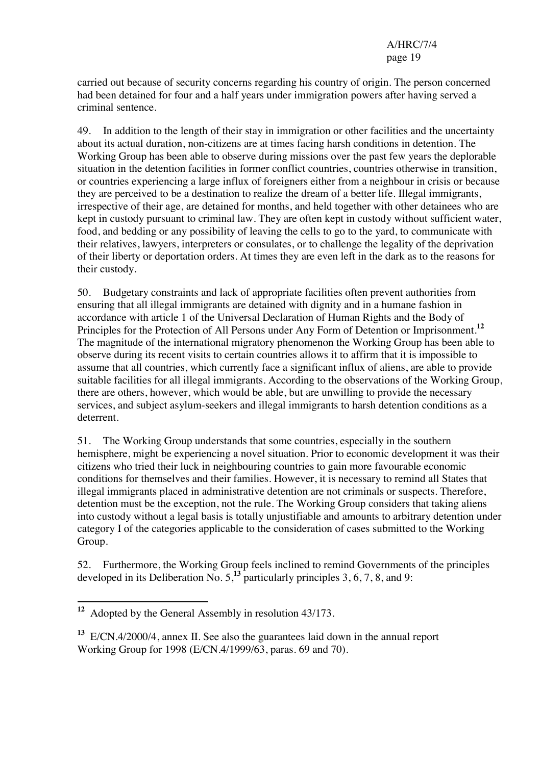carried out because of security concerns regarding his country of origin. The person concerned had been detained for four and a half years under immigration powers after having served a criminal sentence.

49. In addition to the length of their stay in immigration or other facilities and the uncertainty about its actual duration, non-citizens are at times facing harsh conditions in detention. The Working Group has been able to observe during missions over the past few years the deplorable situation in the detention facilities in former conflict countries, countries otherwise in transition, or countries experiencing a large influx of foreigners either from a neighbour in crisis or because they are perceived to be a destination to realize the dream of a better life. Illegal immigrants, irrespective of their age, are detained for months, and held together with other detainees who are kept in custody pursuant to criminal law. They are often kept in custody without sufficient water, food, and bedding or any possibility of leaving the cells to go to the yard, to communicate with their relatives, lawyers, interpreters or consulates, or to challenge the legality of the deprivation of their liberty or deportation orders. At times they are even left in the dark as to the reasons for their custody.

50. Budgetary constraints and lack of appropriate facilities often prevent authorities from ensuring that all illegal immigrants are detained with dignity and in a humane fashion in accordance with article 1 of the Universal Declaration of Human Rights and the Body of Principles for the Protection of All Persons under Any Form of Detention or Imprisonment.[12] The magnitude of the international migratory phenomenon the Working Group has been able to observe during its recent visits to certain countries allows it to affirm that it is impossible to assume that all countries, which currently face a significant influx of aliens, are able to provide suitable facilities for all illegal immigrants. According to the observations of the Working Group, there are others, however, which would be able, but are unwilling to provide the necessary services, and subject asylum-seekers and illegal immigrants to harsh detention conditions as a deterrent.

51. The Working Group understands that some countries, especially in the southern hemisphere, might be experiencing a novel situation. Prior to economic development it was their citizens who tried their luck in neighbouring countries to gain more favourable economic conditions for themselves and their families. However, it is necessary to remind all States that illegal immigrants placed in administrative detention are not criminals or suspects. Therefore, detention must be the exception, not the rule. The Working Group considers that taking aliens into custody without a legal basis is totally unjustifiable and amounts to arbitrary detention under category I of the categories applicable to the consideration of cases submitted to the Working Group.

52. Furthermore, the Working Group feels inclined to remind Governments of the principles developed in its Deliberation No. 5,[13] particularly principles 3, 6, 7, 8, and 9:

---

[12] Adopted by the General Assembly in resolution 43/173.

[13] E/CN.4/2000/4, annex II. See also the guarantees laid down in the annual report Working Group for 1998 (E/CN.4/1999/63, paras. 69 and 70).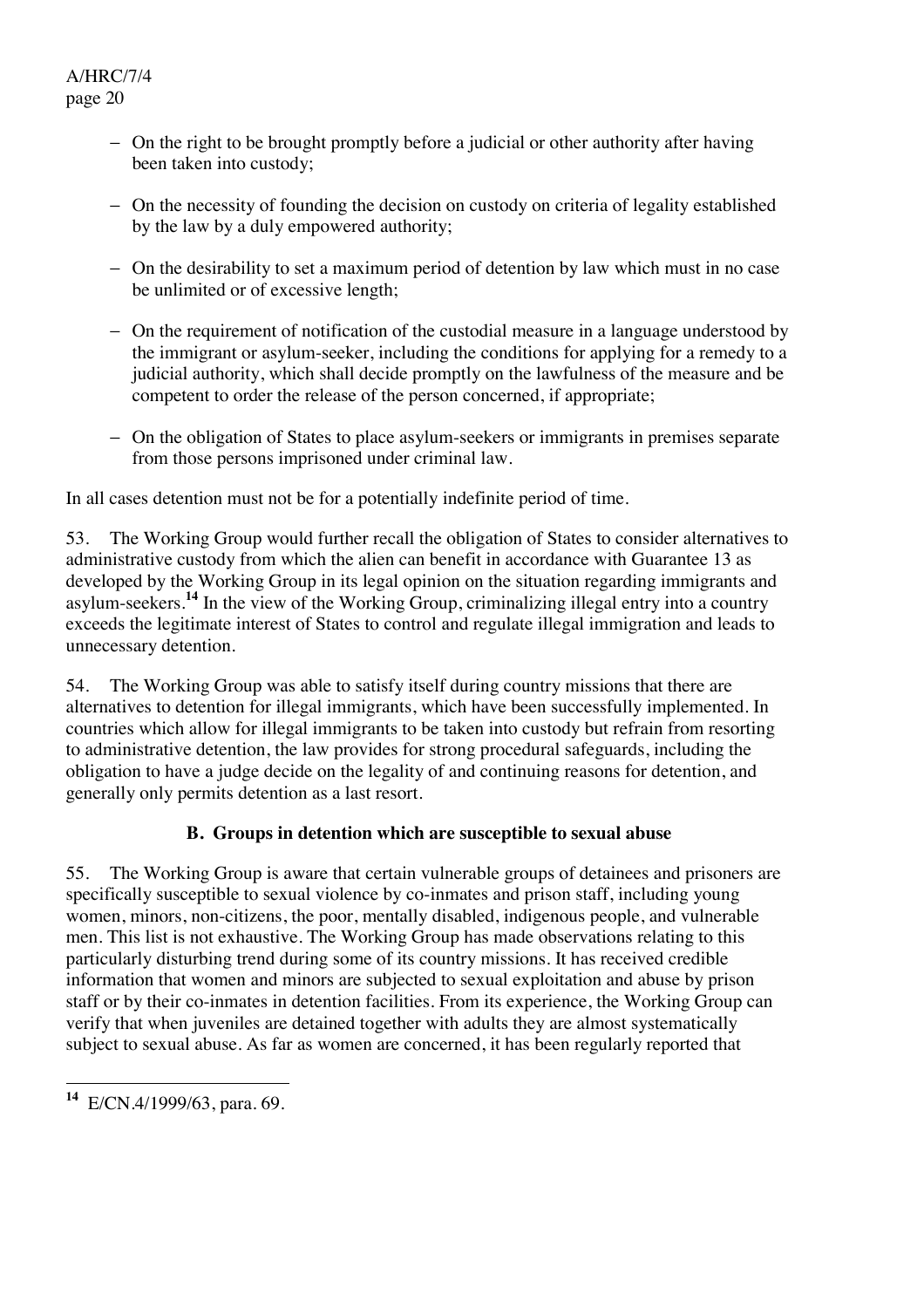- On the right to be brought promptly before a judicial or other authority after having been taken into custody;
- On the necessity of founding the decision on custody on criteria of legality established by the law by a duly empowered authority;
- On the desirability to set a maximum period of detention by law which must in no case be unlimited or of excessive length;
- On the requirement of notification of the custodial measure in a language understood by the immigrant or asylum-seeker, including the conditions for applying for a remedy to a judicial authority, which shall decide promptly on the lawfulness of the measure and be competent to order the release of the person concerned, if appropriate;
- On the obligation of States to place asylum-seekers or immigrants in premises separate from those persons imprisoned under criminal law.

In all cases detention must not be for a potentially indefinite period of time.

53. The Working Group would further recall the obligation of States to consider alternatives to administrative custody from which the alien can benefit in accordance with Guarantee 13 as developed by the Working Group in its legal opinion on the situation regarding immigrants and asylum-seekers.[14] In the view of the Working Group, criminalizing illegal entry into a country exceeds the legitimate interest of States to control and regulate illegal immigration and leads to unnecessary detention.

54. The Working Group was able to satisfy itself during country missions that there are alternatives to detention for illegal immigrants, which have been successfully implemented. In countries which allow for illegal immigrants to be taken into custody but refrain from resorting to administrative detention, the law provides for strong procedural safeguards, including the obligation to have a judge decide on the legality of and continuing reasons for detention, and generally only permits detention as a last resort.

## B. Groups in detention which are susceptible to sexual abuse

55. The Working Group is aware that certain vulnerable groups of detainees and prisoners are specifically susceptible to sexual violence by co-inmates and prison staff, including young women, minors, non-citizens, the poor, mentally disabled, indigenous people, and vulnerable men. This list is not exhaustive. The Working Group has made observations relating to this particularly disturbing trend during some of its country missions. It has received credible information that women and minors are subjected to sexual exploitation and abuse by prison staff or by their co-inmates in detention facilities. From its experience, the Working Group can verify that when juveniles are detained together with adults they are almost systematically subject to sexual abuse. As far as women are concerned, it has been regularly reported that

---

[14] E/CN.4/1999/63, para. 69.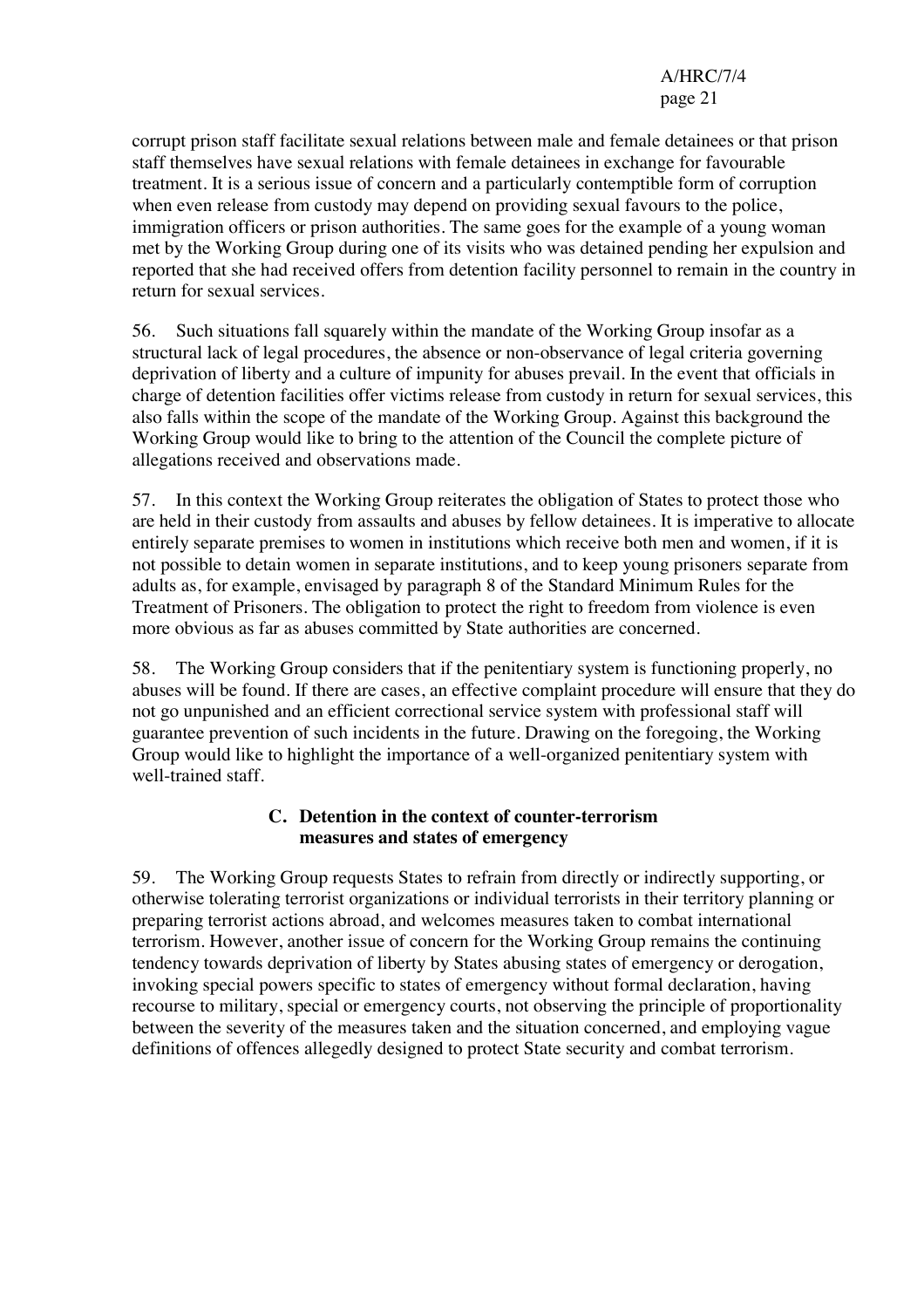corrupt prison staff facilitate sexual relations between male and female detainees or that prison staff themselves have sexual relations with female detainees in exchange for favourable treatment. It is a serious issue of concern and a particularly contemptible form of corruption when even release from custody may depend on providing sexual favours to the police, immigration officers or prison authorities. The same goes for the example of a young woman met by the Working Group during one of its visits who was detained pending her expulsion and reported that she had received offers from detention facility personnel to remain in the country in return for sexual services.

56. Such situations fall squarely within the mandate of the Working Group insofar as a structural lack of legal procedures, the absence or non-observance of legal criteria governing deprivation of liberty and a culture of impunity for abuses prevail. In the event that officials in charge of detention facilities offer victims release from custody in return for sexual services, this also falls within the scope of the mandate of the Working Group. Against this background the Working Group would like to bring to the attention of the Council the complete picture of allegations received and observations made.

57. In this context the Working Group reiterates the obligation of States to protect those who are held in their custody from assaults and abuses by fellow detainees. It is imperative to allocate entirely separate premises to women in institutions which receive both men and women, if it is not possible to detain women in separate institutions, and to keep young prisoners separate from adults as, for example, envisaged by paragraph 8 of the Standard Minimum Rules for the Treatment of Prisoners. The obligation to protect the right to freedom from violence is even more obvious as far as abuses committed by State authorities are concerned.

58. The Working Group considers that if the penitentiary system is functioning properly, no abuses will be found. If there are cases, an effective complaint procedure will ensure that they do not go unpunished and an efficient correctional service system with professional staff will guarantee prevention of such incidents in the future. Drawing on the foregoing, the Working Group would like to highlight the importance of a well-organized penitentiary system with well-trained staff.

### C. Detention in the context of counter-terrorism measures and states of emergency

59. The Working Group requests States to refrain from directly or indirectly supporting, or otherwise tolerating terrorist organizations or individual terrorists in their territory planning or preparing terrorist actions abroad, and welcomes measures taken to combat international terrorism. However, another issue of concern for the Working Group remains the continuing tendency towards deprivation of liberty by States abusing states of emergency or derogation, invoking special powers specific to states of emergency without formal declaration, having recourse to military, special or emergency courts, not observing the principle of proportionality between the severity of the measures taken and the situation concerned, and employing vague definitions of offences allegedly designed to protect State security and combat terrorism.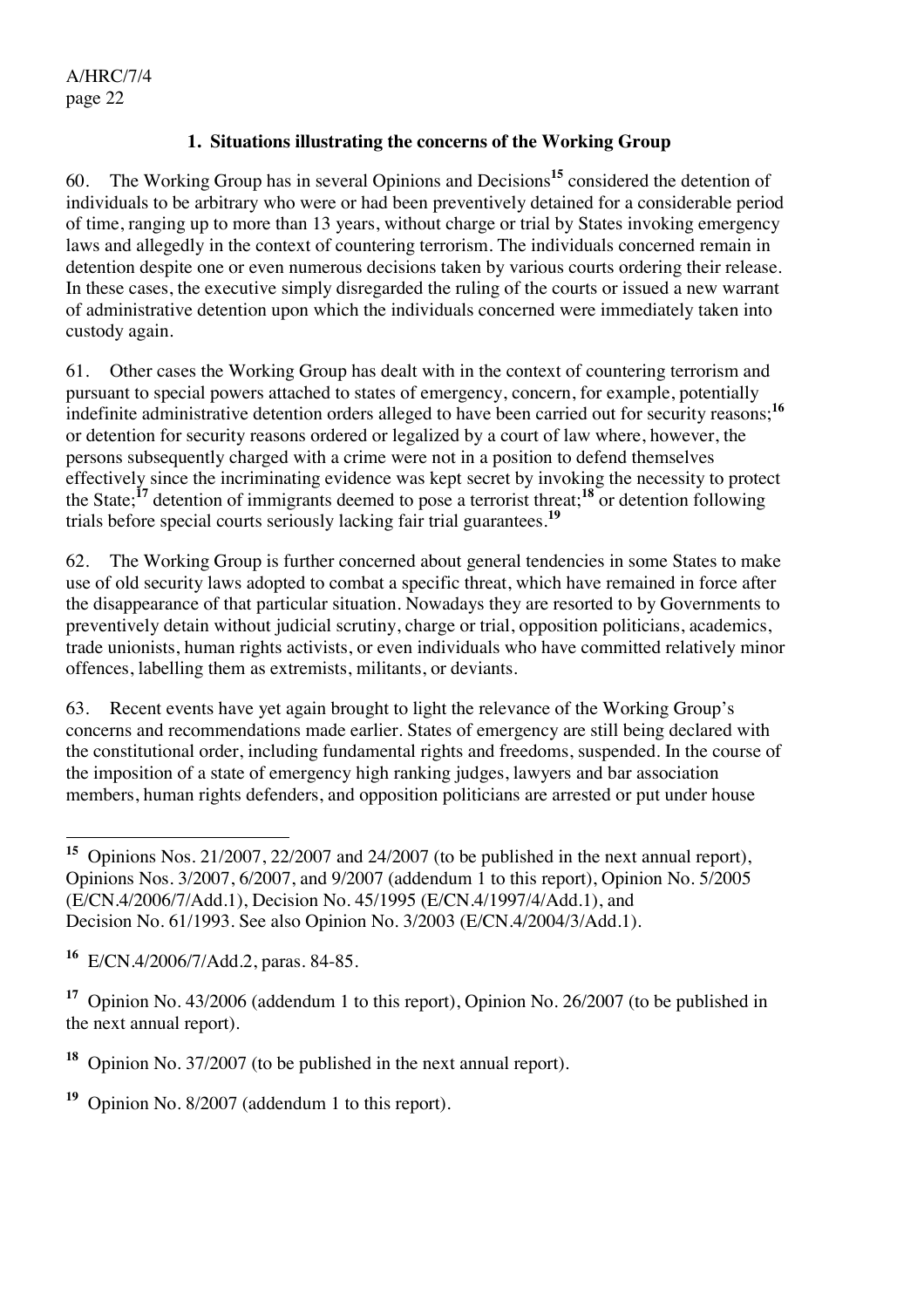### 1. Situations illustrating the concerns of the Working Group

60. The Working Group has in several Opinions and Decisions[15] considered the detention of individuals to be arbitrary who were or had been preventively detained for a considerable period of time, ranging up to more than 13 years, without charge or trial by States invoking emergency laws and allegedly in the context of countering terrorism. The individuals concerned remain in detention despite one or even numerous decisions taken by various courts ordering their release. In these cases, the executive simply disregarded the ruling of the courts or issued a new warrant of administrative detention upon which the individuals concerned were immediately taken into custody again.

61. Other cases the Working Group has dealt with in the context of countering terrorism and pursuant to special powers attached to states of emergency, concern, for example, potentially indefinite administrative detention orders alleged to have been carried out for security reasons;[16] or detention for security reasons ordered or legalized by a court of law where, however, the persons subsequently charged with a crime were not in a position to defend themselves effectively since the incriminating evidence was kept secret by invoking the necessity to protect the State;[17] detention of immigrants deemed to pose a terrorist threat;[18] or detention following trials before special courts seriously lacking fair trial guarantees.[19]

62. The Working Group is further concerned about general tendencies in some States to make use of old security laws adopted to combat a specific threat, which have remained in force after the disappearance of that particular situation. Nowadays they are resorted to by Governments to preventively detain without judicial scrutiny, charge or trial, opposition politicians, academics, trade unionists, human rights activists, or even individuals who have committed relatively minor offences, labelling them as extremists, militants, or deviants.

63. Recent events have yet again brought to light the relevance of the Working Group's concerns and recommendations made earlier. States of emergency are still being declared with the constitutional order, including fundamental rights and freedoms, suspended. In the course of the imposition of a state of emergency high ranking judges, lawyers and bar association members, human rights defenders, and opposition politicians are arrested or put under house

---

[15] Opinions Nos. 21/2007, 22/2007 and 24/2007 (to be published in the next annual report), Opinions Nos. 3/2007, 6/2007, and 9/2007 (addendum 1 to this report), Opinion No. 5/2005 (E/CN.4/2006/7/Add.1), Decision No. 45/1995 (E/CN.4/1997/4/Add.1), and Decision No. 61/1993. See also Opinion No. 3/2003 (E/CN.4/2004/3/Add.1).

[16] E/CN.4/2006/7/Add.2, paras. 84-85.

[17] Opinion No. 43/2006 (addendum 1 to this report), Opinion No. 26/2007 (to be published in the next annual report).

[18] Opinion No. 37/2007 (to be published in the next annual report).

[19] Opinion No. 8/2007 (addendum 1 to this report).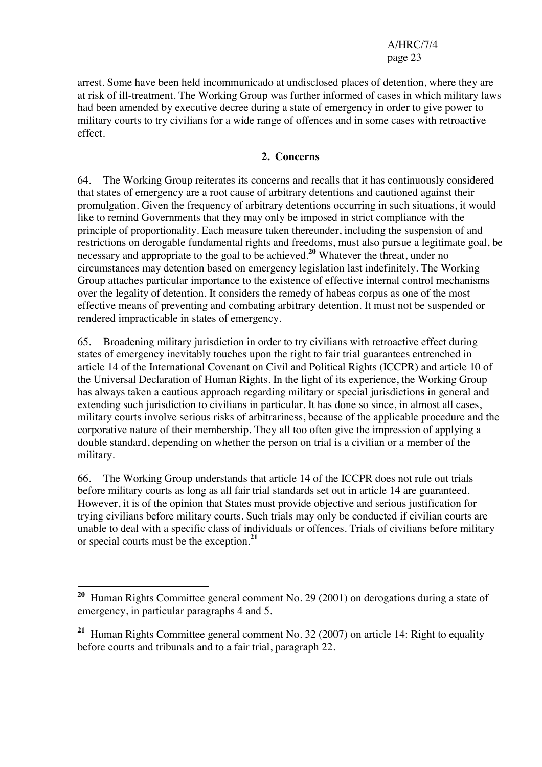arrest. Some have been held incommunicado at undisclosed places of detention, where they are at risk of ill-treatment. The Working Group was further informed of cases in which military laws had been amended by executive decree during a state of emergency in order to give power to military courts to try civilians for a wide range of offences and in some cases with retroactive effect.

## 2. Concerns

64. The Working Group reiterates its concerns and recalls that it has continuously considered that states of emergency are a root cause of arbitrary detentions and cautioned against their promulgation. Given the frequency of arbitrary detentions occurring in such situations, it would like to remind Governments that they may only be imposed in strict compliance with the principle of proportionality. Each measure taken thereunder, including the suspension of and restrictions on derogable fundamental rights and freedoms, must also pursue a legitimate goal, be necessary and appropriate to the goal to be achieved.[20] Whatever the threat, under no circumstances may detention based on emergency legislation last indefinitely. The Working Group attaches particular importance to the existence of effective internal control mechanisms over the legality of detention. It considers the remedy of habeas corpus as one of the most effective means of preventing and combating arbitrary detention. It must not be suspended or rendered impracticable in states of emergency.

65. Broadening military jurisdiction in order to try civilians with retroactive effect during states of emergency inevitably touches upon the right to fair trial guarantees entrenched in article 14 of the International Covenant on Civil and Political Rights (ICCPR) and article 10 of the Universal Declaration of Human Rights. In the light of its experience, the Working Group has always taken a cautious approach regarding military or special jurisdictions in general and extending such jurisdiction to civilians in particular. It has done so since, in almost all cases, military courts involve serious risks of arbitrariness, because of the applicable procedure and the corporative nature of their membership. They all too often give the impression of applying a double standard, depending on whether the person on trial is a civilian or a member of the military.

66. The Working Group understands that article 14 of the ICCPR does not rule out trials before military courts as long as all fair trial standards set out in article 14 are guaranteed. However, it is of the opinion that States must provide objective and serious justification for trying civilians before military courts. Such trials may only be conducted if civilian courts are unable to deal with a specific class of individuals or offences. Trials of civilians before military or special courts must be the exception.[21]

---

[20] Human Rights Committee general comment No. 29 (2001) on derogations during a state of emergency, in particular paragraphs 4 and 5.

[21] Human Rights Committee general comment No. 32 (2007) on article 14: Right to equality before courts and tribunals and to a fair trial, paragraph 22.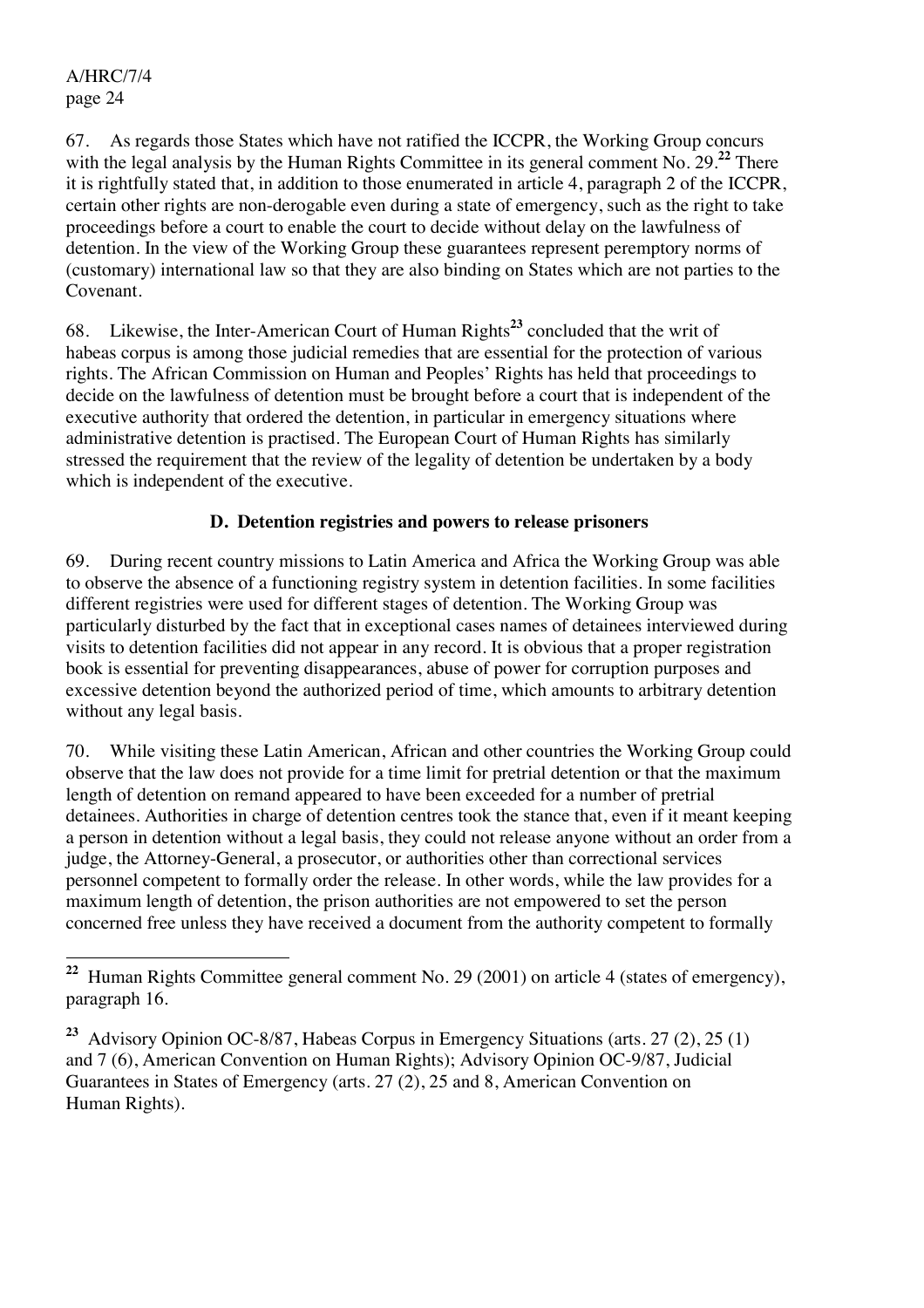67. As regards those States which have not ratified the ICCPR, the Working Group concurs with the legal analysis by the Human Rights Committee in its general comment No. 29.[22] There it is rightfully stated that, in addition to those enumerated in article 4, paragraph 2 of the ICCPR, certain other rights are non-derogable even during a state of emergency, such as the right to take proceedings before a court to enable the court to decide without delay on the lawfulness of detention. In the view of the Working Group these guarantees represent peremptory norms of (customary) international law so that they are also binding on States which are not parties to the Covenant.

68. Likewise, the Inter-American Court of Human Rights[23] concluded that the writ of habeas corpus is among those judicial remedies that are essential for the protection of various rights. The African Commission on Human and Peoples' Rights has held that proceedings to decide on the lawfulness of detention must be brought before a court that is independent of the executive authority that ordered the detention, in particular in emergency situations where administrative detention is practised. The European Court of Human Rights has similarly stressed the requirement that the review of the legality of detention be undertaken by a body which is independent of the executive.

### D. Detention registries and powers to release prisoners

69. During recent country missions to Latin America and Africa the Working Group was able to observe the absence of a functioning registry system in detention facilities. In some facilities different registries were used for different stages of detention. The Working Group was particularly disturbed by the fact that in exceptional cases names of detainees interviewed during visits to detention facilities did not appear in any record. It is obvious that a proper registration book is essential for preventing disappearances, abuse of power for corruption purposes and excessive detention beyond the authorized period of time, which amounts to arbitrary detention without any legal basis.

70. While visiting these Latin American, African and other countries the Working Group could observe that the law does not provide for a time limit for pretrial detention or that the maximum length of detention on remand appeared to have been exceeded for a number of pretrial detainees. Authorities in charge of detention centres took the stance that, even if it meant keeping a person in detention without a legal basis, they could not release anyone without an order from a judge, the Attorney-General, a prosecutor, or authorities other than correctional services personnel competent to formally order the release. In other words, while the law provides for a maximum length of detention, the prison authorities are not empowered to set the person concerned free unless they have received a document from the authority competent to formally

---

[22] Human Rights Committee general comment No. 29 (2001) on article 4 (states of emergency), paragraph 16.

[23] Advisory Opinion OC-8/87, Habeas Corpus in Emergency Situations (arts. 27 (2), 25 (1) and 7 (6), American Convention on Human Rights); Advisory Opinion OC-9/87, Judicial Guarantees in States of Emergency (arts. 27 (2), 25 and 8, American Convention on Human Rights).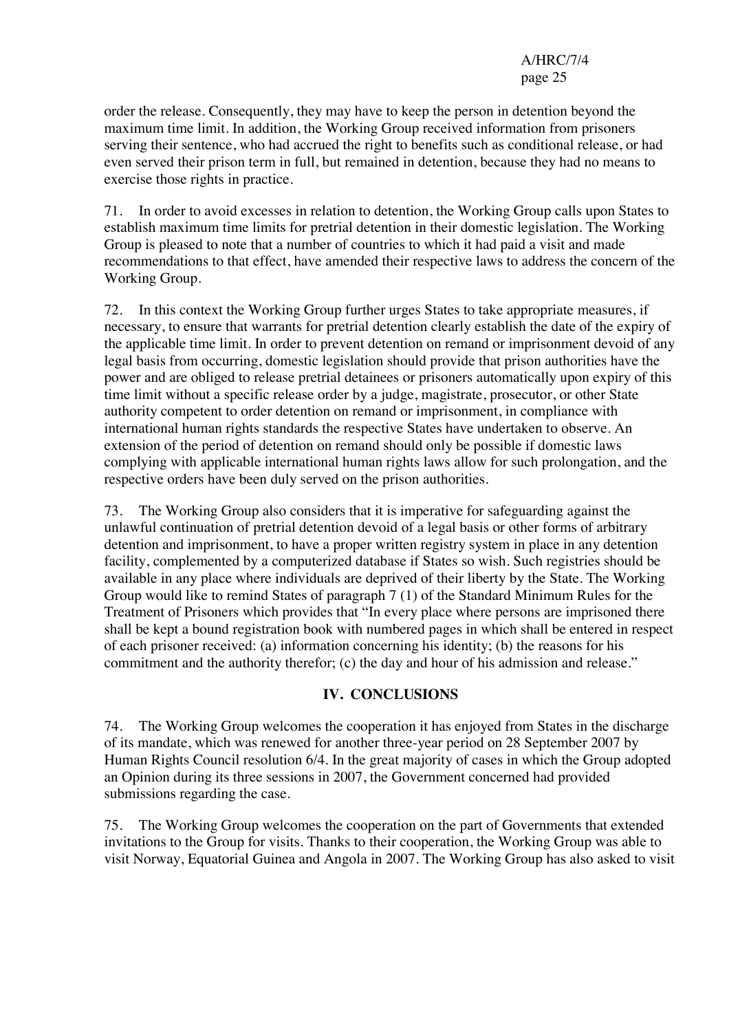order the release. Consequently, they may have to keep the person in detention beyond the maximum time limit. In addition, the Working Group received information from prisoners serving their sentence, who had accrued the right to benefits such as conditional release, or had even served their prison term in full, but remained in detention, because they had no means to exercise those rights in practice.

71. In order to avoid excesses in relation to detention, the Working Group calls upon States to establish maximum time limits for pretrial detention in their domestic legislation. The Working Group is pleased to note that a number of countries to which it had paid a visit and made recommendations to that effect, have amended their respective laws to address the concern of the Working Group.

72. In this context the Working Group further urges States to take appropriate measures, if necessary, to ensure that warrants for pretrial detention clearly establish the date of the expiry of the applicable time limit. In order to prevent detention on remand or imprisonment devoid of any legal basis from occurring, domestic legislation should provide that prison authorities have the power and are obliged to release pretrial detainees or prisoners automatically upon expiry of this time limit without a specific release order by a judge, magistrate, prosecutor, or other State authority competent to order detention on remand or imprisonment, in compliance with international human rights standards the respective States have undertaken to observe. An extension of the period of detention on remand should only be possible if domestic laws complying with applicable international human rights laws allow for such prolongation, and the respective orders have been duly served on the prison authorities.

73. The Working Group also considers that it is imperative for safeguarding against the unlawful continuation of pretrial detention devoid of a legal basis or other forms of arbitrary detention and imprisonment, to have a proper written registry system in place in any detention facility, complemented by a computerized database if States so wish. Such registries should be available in any place where individuals are deprived of their liberty by the State. The Working Group would like to remind States of paragraph 7 (1) of the Standard Minimum Rules for the Treatment of Prisoners which provides that "In every place where persons are imprisoned there shall be kept a bound registration book with numbered pages in which shall be entered in respect of each prisoner received: (a) information concerning his identity; (b) the reasons for his commitment and the authority therefor; (c) the day and hour of his admission and release."

## IV. CONCLUSIONS

74. The Working Group welcomes the cooperation it has enjoyed from States in the discharge of its mandate, which was renewed for another three-year period on 28 September 2007 by Human Rights Council resolution 6/4. In the great majority of cases in which the Group adopted an Opinion during its three sessions in 2007, the Government concerned had provided submissions regarding the case.

75. The Working Group welcomes the cooperation on the part of Governments that extended invitations to the Group for visits. Thanks to their cooperation, the Working Group was able to visit Norway, Equatorial Guinea and Angola in 2007. The Working Group has also asked to visit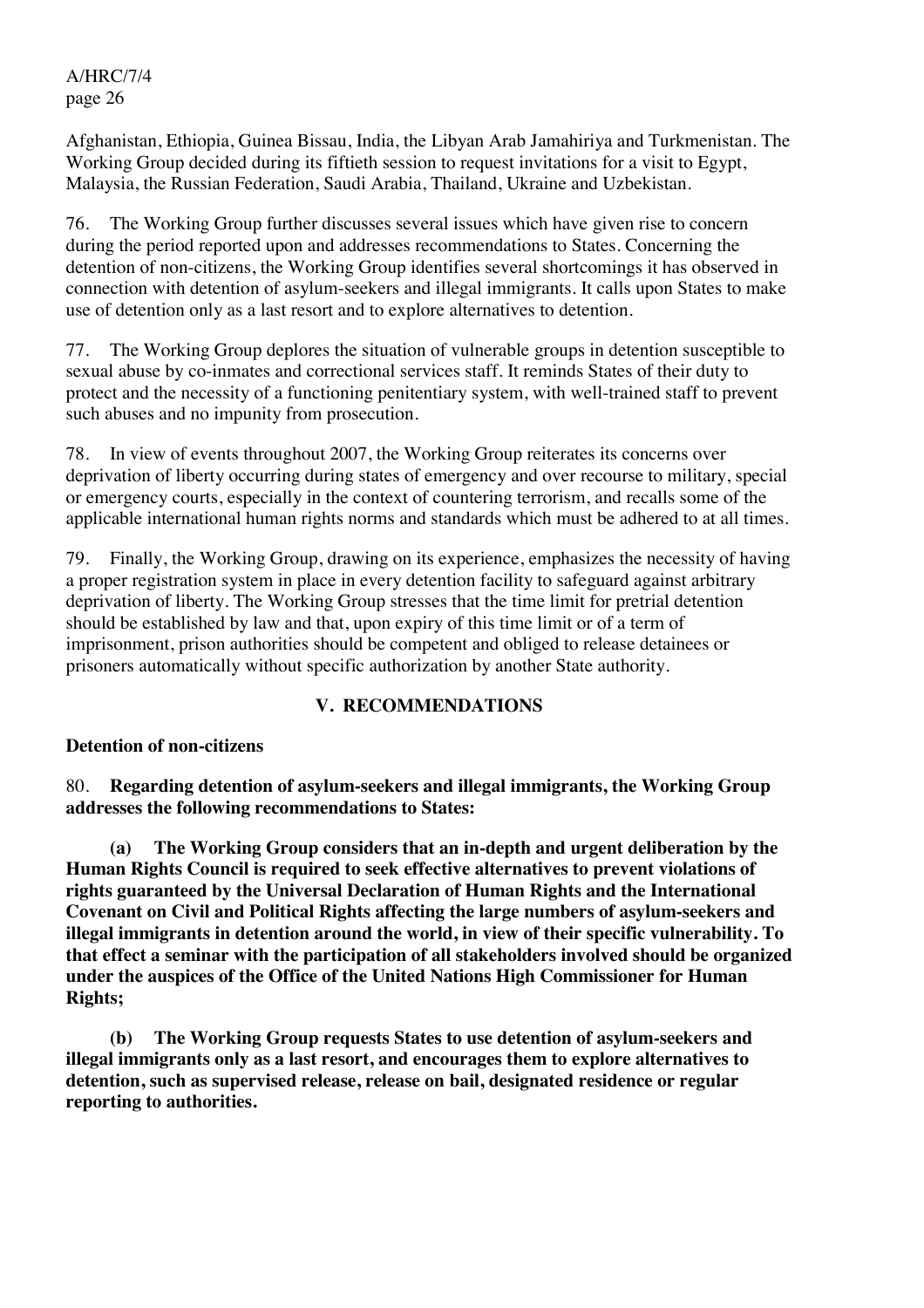Afghanistan, Ethiopia, Guinea Bissau, India, the Libyan Arab Jamahiriya and Turkmenistan. The Working Group decided during its fiftieth session to request invitations for a visit to Egypt, Malaysia, the Russian Federation, Saudi Arabia, Thailand, Ukraine and Uzbekistan.

76. The Working Group further discusses several issues which have given rise to concern during the period reported upon and addresses recommendations to States. Concerning the detention of non-citizens, the Working Group identifies several shortcomings it has observed in connection with detention of asylum-seekers and illegal immigrants. It calls upon States to make use of detention only as a last resort and to explore alternatives to detention.

77. The Working Group deplores the situation of vulnerable groups in detention susceptible to sexual abuse by co-inmates and correctional services staff. It reminds States of their duty to protect and the necessity of a functioning penitentiary system, with well-trained staff to prevent such abuses and no impunity from prosecution.

78. In view of events throughout 2007, the Working Group reiterates its concerns over deprivation of liberty occurring during states of emergency and over recourse to military, special or emergency courts, especially in the context of countering terrorism, and recalls some of the applicable international human rights norms and standards which must be adhered to at all times.

79. Finally, the Working Group, drawing on its experience, emphasizes the necessity of having a proper registration system in place in every detention facility to safeguard against arbitrary deprivation of liberty. The Working Group stresses that the time limit for pretrial detention should be established by law and that, upon expiry of this time limit or of a term of imprisonment, prison authorities should be competent and obliged to release detainees or prisoners automatically without specific authorization by another State authority.

## V. RECOMMENDATIONS

### Detention of non-citizens

80. **Regarding detention of asylum-seekers and illegal immigrants, the Working Group addresses the following recommendations to States:**

**(a) The Working Group considers that an in-depth and urgent deliberation by the Human Rights Council is required to seek effective alternatives to prevent violations of rights guaranteed by the Universal Declaration of Human Rights and the International Covenant on Civil and Political Rights affecting the large numbers of asylum-seekers and illegal immigrants in detention around the world, in view of their specific vulnerability. To that effect a seminar with the participation of all stakeholders involved should be organized under the auspices of the Office of the United Nations High Commissioner for Human Rights;**

**(b) The Working Group requests States to use detention of asylum-seekers and illegal immigrants only as a last resort, and encourages them to explore alternatives to detention, such as supervised release, release on bail, designated residence or regular reporting to authorities.**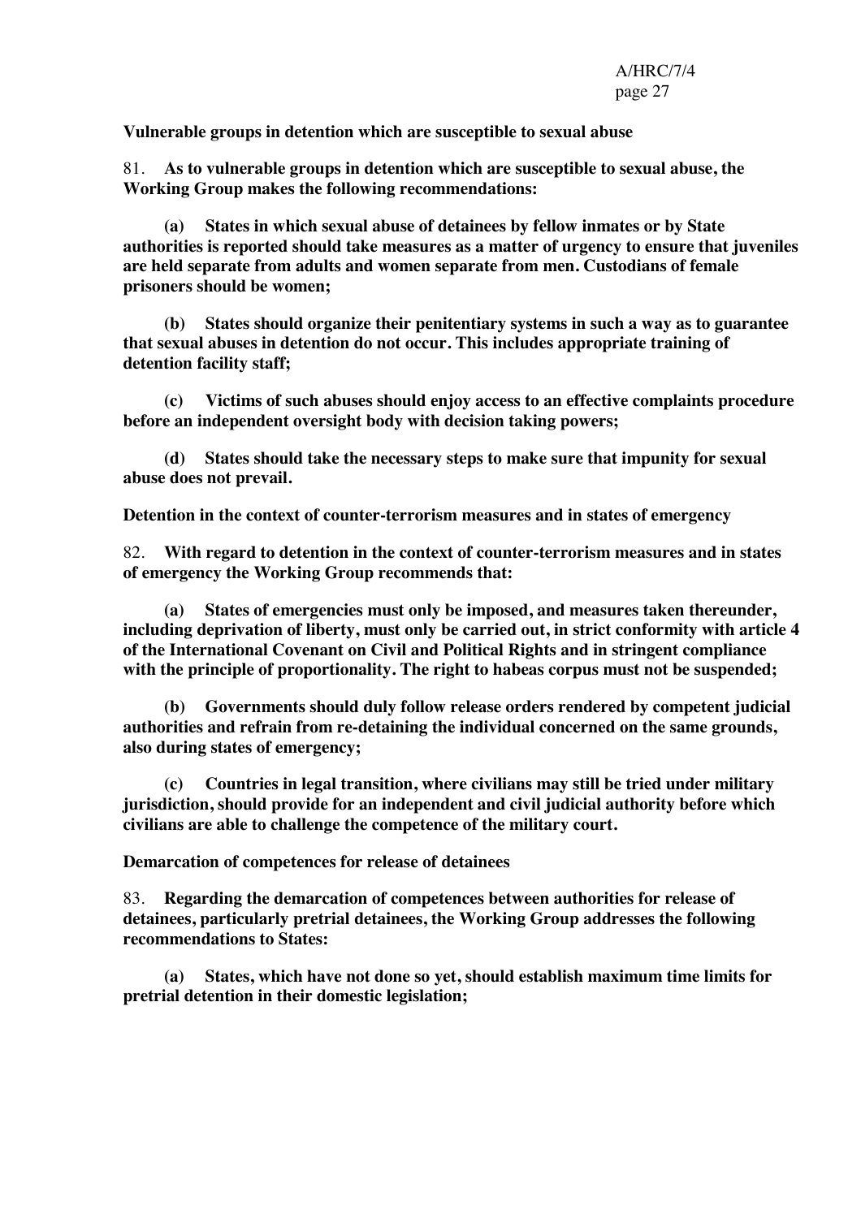**Vulnerable groups in detention which are susceptible to sexual abuse**

81. **As to vulnerable groups in detention which are susceptible to sexual abuse, the Working Group makes the following recommendations:**

**(a) States in which sexual abuse of detainees by fellow inmates or by State authorities is reported should take measures as a matter of urgency to ensure that juveniles are held separate from adults and women separate from men. Custodians of female prisoners should be women;**

**(b) States should organize their penitentiary systems in such a way as to guarantee that sexual abuses in detention do not occur. This includes appropriate training of detention facility staff;**

**(c) Victims of such abuses should enjoy access to an effective complaints procedure before an independent oversight body with decision taking powers;**

**(d) States should take the necessary steps to make sure that impunity for sexual abuse does not prevail.**

**Detention in the context of counter-terrorism measures and in states of emergency**

82. **With regard to detention in the context of counter-terrorism measures and in states of emergency the Working Group recommends that:**

**(a) States of emergencies must only be imposed, and measures taken thereunder, including deprivation of liberty, must only be carried out, in strict conformity with article 4 of the International Covenant on Civil and Political Rights and in stringent compliance with the principle of proportionality. The right to habeas corpus must not be suspended;**

**(b) Governments should duly follow release orders rendered by competent judicial authorities and refrain from re-detaining the individual concerned on the same grounds, also during states of emergency;**

**(c) Countries in legal transition, where civilians may still be tried under military jurisdiction, should provide for an independent and civil judicial authority before which civilians are able to challenge the competence of the military court.**

**Demarcation of competences for release of detainees**

83. **Regarding the demarcation of competences between authorities for release of detainees, particularly pretrial detainees, the Working Group addresses the following recommendations to States:**

**(a) States, which have not done so yet, should establish maximum time limits for pretrial detention in their domestic legislation;**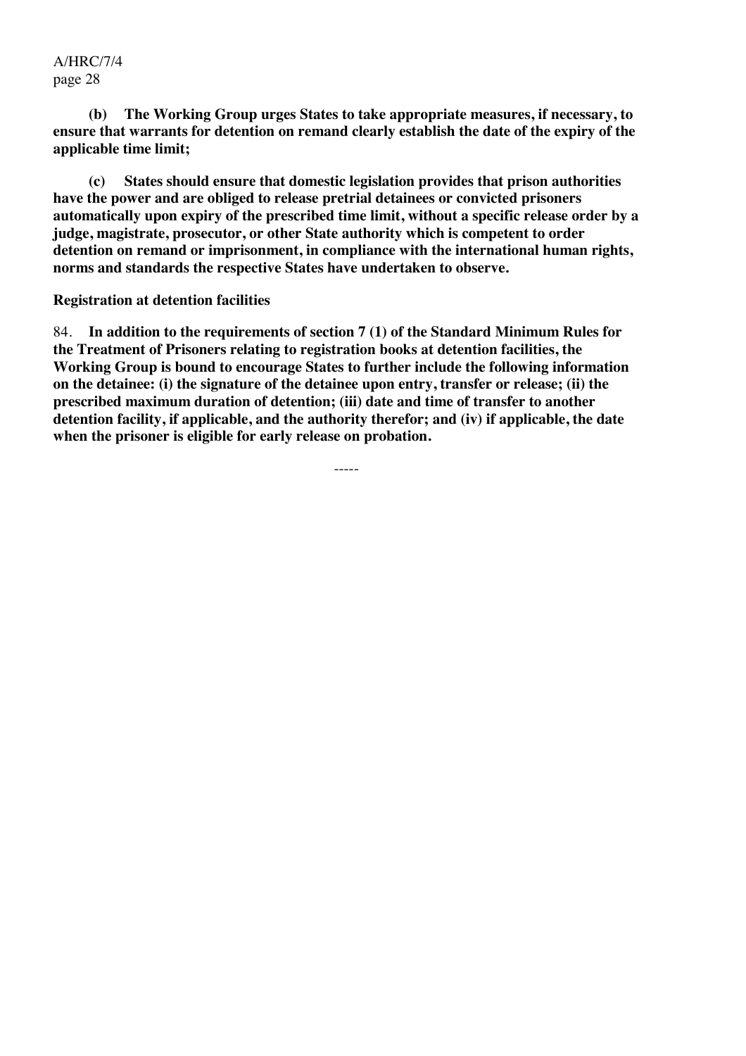**(b) The Working Group urges States to take appropriate measures, if necessary, to ensure that warrants for detention on remand clearly establish the date of the expiry of the applicable time limit;**

**(c) States should ensure that domestic legislation provides that prison authorities have the power and are obliged to release pretrial detainees or convicted prisoners automatically upon expiry of the prescribed time limit, without a specific release order by a judge, magistrate, prosecutor, or other State authority which is competent to order detention on remand or imprisonment, in compliance with the international human rights, norms and standards the respective States have undertaken to observe.**

**Registration at detention facilities**

84. **In addition to the requirements of section 7 (1) of the Standard Minimum Rules for the Treatment of Prisoners relating to registration books at detention facilities, the Working Group is bound to encourage States to further include the following information on the detainee: (i) the signature of the detainee upon entry, transfer or release; (ii) the prescribed maximum duration of detention; (iii) date and time of transfer to another detention facility, if applicable, and the authority therefor; and (iv) if applicable, the date when the prisoner is eligible for early release on probation.**

-----